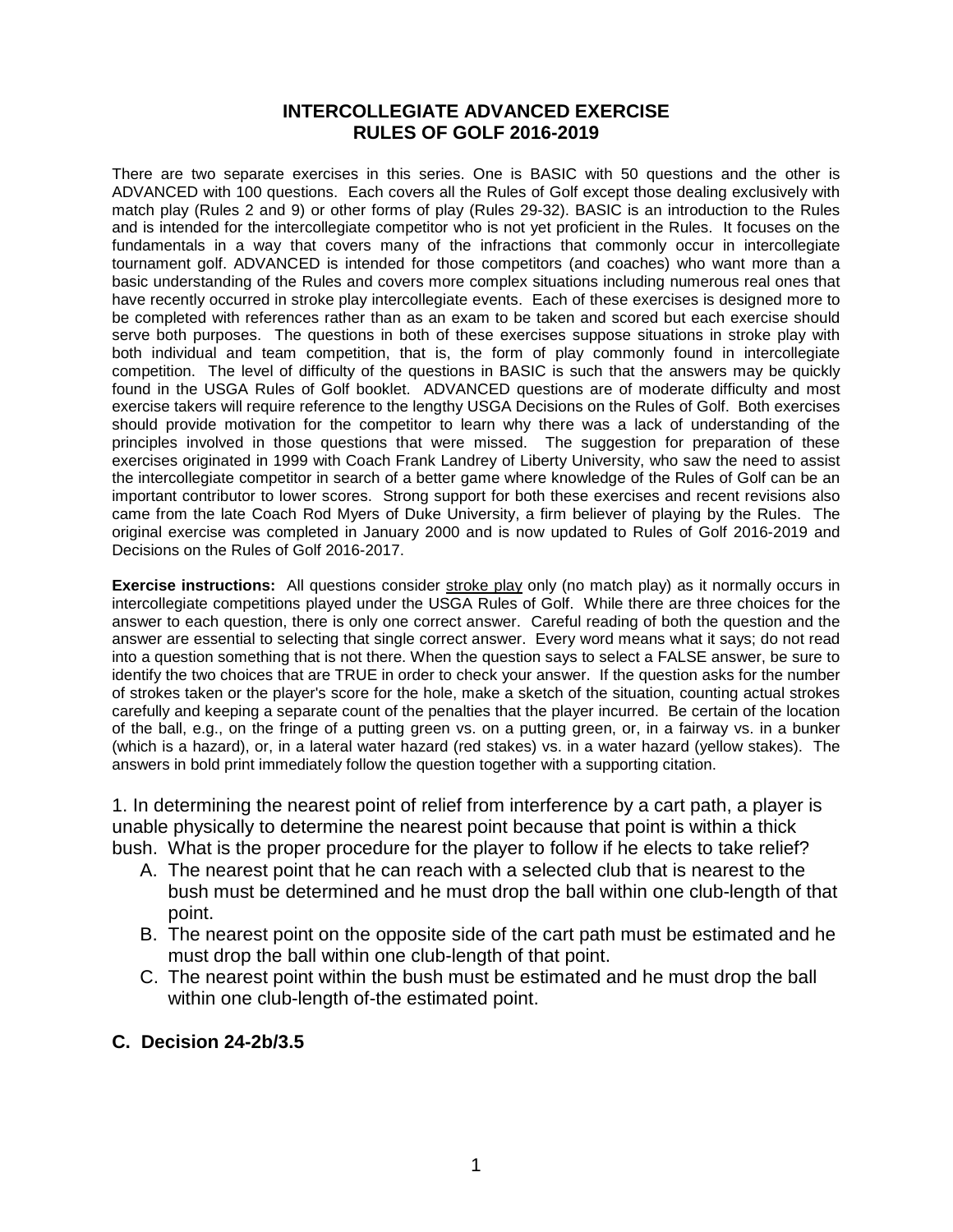# INTERCOLLEGIATE ADVANCED EXERCISE
# RULES OF GOLF 2016-2019

There are two separate exercises in this series. One is BASIC with 50 questions and the other is ADVANCED with 100 questions. Each covers all the Rules of Golf except those dealing exclusively with match play (Rules 2 and 9) or other forms of play (Rules 29-32). BASIC is an introduction to the Rules and is intended for the intercollegiate competitor who is not yet proficient in the Rules. It focuses on the fundamentals in a way that covers many of the infractions that commonly occur in intercollegiate tournament golf. ADVANCED is intended for those competitors (and coaches) who want more than a basic understanding of the Rules and covers more complex situations including numerous real ones that have recently occurred in stroke play intercollegiate events. Each of these exercises is designed more to be completed with references rather than as an exam to be taken and scored but each exercise should serve both purposes. The questions in both of these exercises suppose situations in stroke play with both individual and team competition, that is, the form of play commonly found in intercollegiate competition. The level of difficulty of the questions in BASIC is such that the answers may be quickly found in the USGA Rules of Golf booklet. ADVANCED questions are of moderate difficulty and most exercise takers will require reference to the lengthy USGA Decisions on the Rules of Golf. Both exercises should provide motivation for the competitor to learn why there was a lack of understanding of the principles involved in those questions that were missed. The suggestion for preparation of these exercises originated in 1999 with Coach Frank Landrey of Liberty University, who saw the need to assist the intercollegiate competitor in search of a better game where knowledge of the Rules of Golf can be an important contributor to lower scores. Strong support for both these exercises and recent revisions also came from the late Coach Rod Myers of Duke University, a firm believer of playing by the Rules. The original exercise was completed in January 2000 and is now updated to Rules of Golf 2016-2019 and Decisions on the Rules of Golf 2016-2017.

**Exercise instructions:** All questions consider stroke play only (no match play) as it normally occurs in intercollegiate competitions played under the USGA Rules of Golf. While there are three choices for the answer to each question, there is only one correct answer. Careful reading of both the question and the answer are essential to selecting that single correct answer. Every word means what it says; do not read into a question something that is not there. When the question says to select a FALSE answer, be sure to identify the two choices that are TRUE in order to check your answer. If the question asks for the number of strokes taken or the player's score for the hole, make a sketch of the situation, counting actual strokes carefully and keeping a separate count of the penalties that the player incurred. Be certain of the location of the ball, e.g., on the fringe of a putting green vs. on a putting green, or, in a fairway vs. in a bunker (which is a hazard), or, in a lateral water hazard (red stakes) vs. in a water hazard (yellow stakes). The answers in bold print immediately follow the question together with a supporting citation.

1. In determining the nearest point of relief from interference by a cart path, a player is unable physically to determine the nearest point because that point is within a thick bush. What is the proper procedure for the player to follow if he elects to take relief?

   A. The nearest point that he can reach with a selected club that is nearest to the bush must be determined and he must drop the ball within one club-length of that point.
   B. The nearest point on the opposite side of the cart path must be estimated and he must drop the ball within one club-length of that point.
   C. The nearest point within the bush must be estimated and he must drop the ball within one club-length of-the estimated point.

**C. Decision 24-2b/3.5**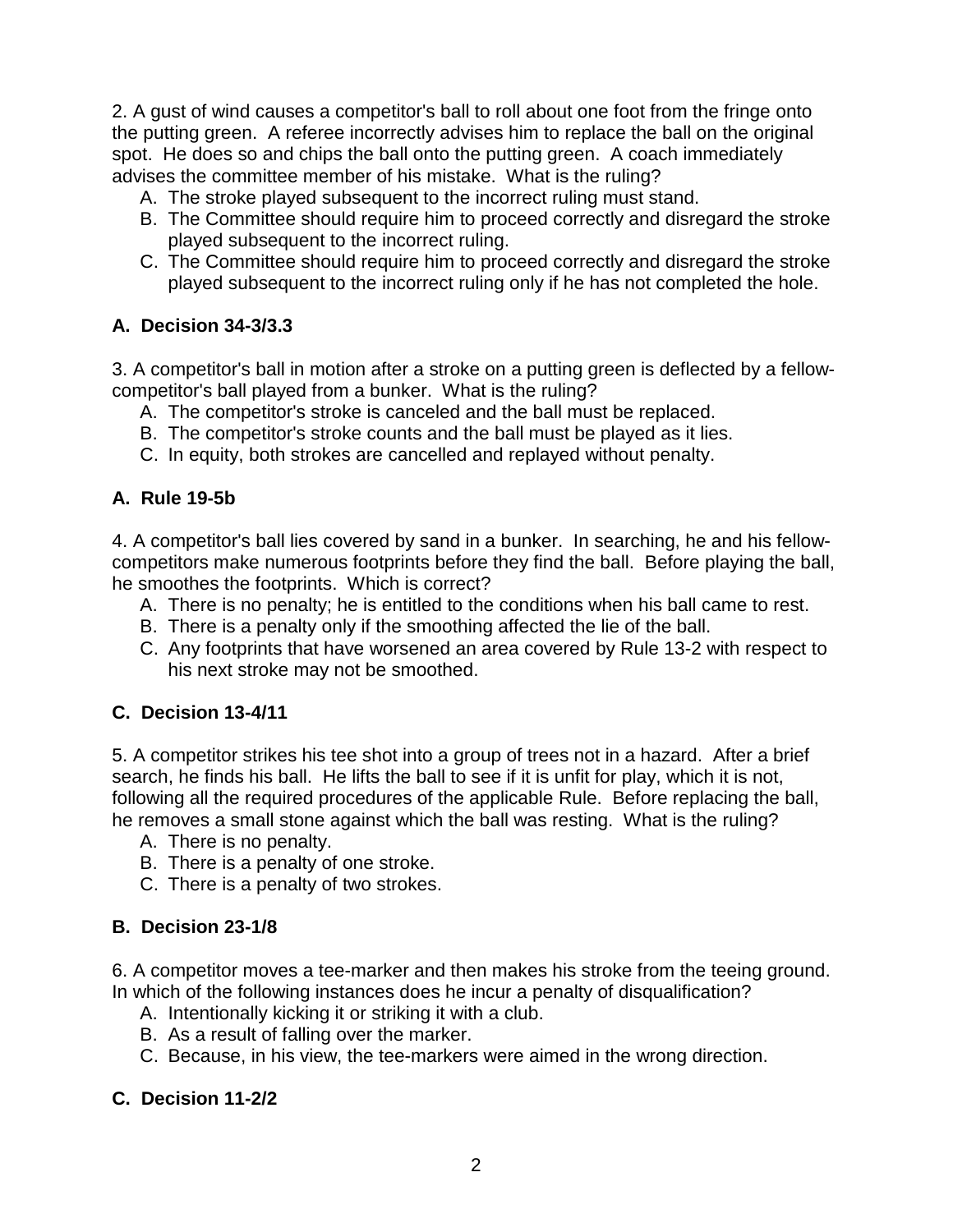2. A gust of wind causes a competitor's ball to roll about one foot from the fringe onto the putting green. A referee incorrectly advises him to replace the ball on the original spot. He does so and chips the ball onto the putting green. A coach immediately advises the committee member of his mistake. What is the ruling?

A. The stroke played subsequent to the incorrect ruling must stand.
B. The Committee should require him to proceed correctly and disregard the stroke played subsequent to the incorrect ruling.
C. The Committee should require him to proceed correctly and disregard the stroke played subsequent to the incorrect ruling only if he has not completed the hole.

**A. Decision 34-3/3.3**

3. A competitor's ball in motion after a stroke on a putting green is deflected by a fellow-competitor's ball played from a bunker. What is the ruling?

A. The competitor's stroke is canceled and the ball must be replaced.
B. The competitor's stroke counts and the ball must be played as it lies.
C. In equity, both strokes are cancelled and replayed without penalty.

**A. Rule 19-5b**

4. A competitor's ball lies covered by sand in a bunker. In searching, he and his fellow-competitors make numerous footprints before they find the ball. Before playing the ball, he smoothes the footprints. Which is correct?

A. There is no penalty; he is entitled to the conditions when his ball came to rest.
B. There is a penalty only if the smoothing affected the lie of the ball.
C. Any footprints that have worsened an area covered by Rule 13-2 with respect to his next stroke may not be smoothed.

**C. Decision 13-4/11**

5. A competitor strikes his tee shot into a group of trees not in a hazard. After a brief search, he finds his ball. He lifts the ball to see if it is unfit for play, which it is not, following all the required procedures of the applicable Rule. Before replacing the ball, he removes a small stone against which the ball was resting. What is the ruling?

A. There is no penalty.
B. There is a penalty of one stroke.
C. There is a penalty of two strokes.

**B. Decision 23-1/8**

6. A competitor moves a tee-marker and then makes his stroke from the teeing ground. In which of the following instances does he incur a penalty of disqualification?

A. Intentionally kicking it or striking it with a club.
B. As a result of falling over the marker.
C. Because, in his view, the tee-markers were aimed in the wrong direction.

**C. Decision 11-2/2**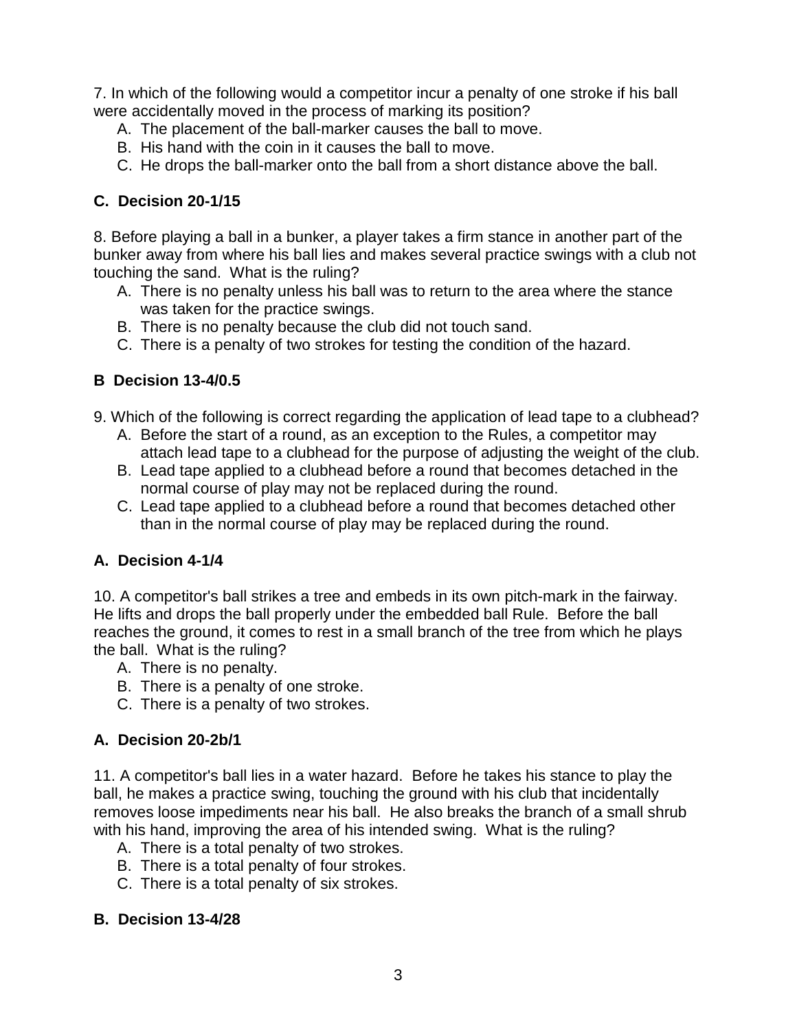7. In which of the following would a competitor incur a penalty of one stroke if his ball were accidentally moved in the process of marking its position?

A. The placement of the ball-marker causes the ball to move.
B. His hand with the coin in it causes the ball to move.
C. He drops the ball-marker onto the ball from a short distance above the ball.

**C. Decision 20-1/15**

8. Before playing a ball in a bunker, a player takes a firm stance in another part of the bunker away from where his ball lies and makes several practice swings with a club not touching the sand. What is the ruling?

A. There is no penalty unless his ball was to return to the area where the stance was taken for the practice swings.
B. There is no penalty because the club did not touch sand.
C. There is a penalty of two strokes for testing the condition of the hazard.

**B Decision 13-4/0.5**

9. Which of the following is correct regarding the application of lead tape to a clubhead?

A. Before the start of a round, as an exception to the Rules, a competitor may attach lead tape to a clubhead for the purpose of adjusting the weight of the club.
B. Lead tape applied to a clubhead before a round that becomes detached in the normal course of play may not be replaced during the round.
C. Lead tape applied to a clubhead before a round that becomes detached other than in the normal course of play may be replaced during the round.

**A. Decision 4-1/4**

10. A competitor's ball strikes a tree and embeds in its own pitch-mark in the fairway. He lifts and drops the ball properly under the embedded ball Rule. Before the ball reaches the ground, it comes to rest in a small branch of the tree from which he plays the ball. What is the ruling?

A. There is no penalty.
B. There is a penalty of one stroke.
C. There is a penalty of two strokes.

**A. Decision 20-2b/1**

11. A competitor's ball lies in a water hazard. Before he takes his stance to play the ball, he makes a practice swing, touching the ground with his club that incidentally removes loose impediments near his ball. He also breaks the branch of a small shrub with his hand, improving the area of his intended swing. What is the ruling?

A. There is a total penalty of two strokes.
B. There is a total penalty of four strokes.
C. There is a total penalty of six strokes.

**B. Decision 13-4/28**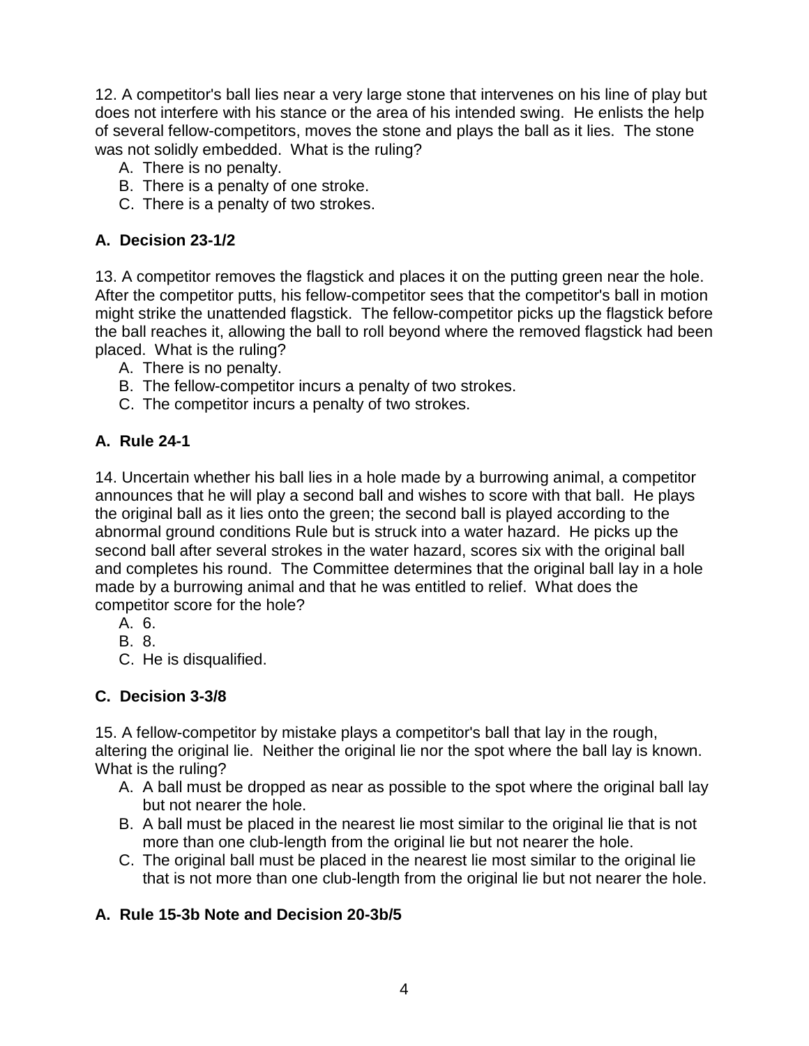12. A competitor's ball lies near a very large stone that intervenes on his line of play but does not interfere with his stance or the area of his intended swing. He enlists the help of several fellow-competitors, moves the stone and plays the ball as it lies. The stone was not solidly embedded. What is the ruling?

  A. There is no penalty.
  B. There is a penalty of one stroke.
  C. There is a penalty of two strokes.

**A. Decision 23-1/2**

13. A competitor removes the flagstick and places it on the putting green near the hole. After the competitor putts, his fellow-competitor sees that the competitor's ball in motion might strike the unattended flagstick. The fellow-competitor picks up the flagstick before the ball reaches it, allowing the ball to roll beyond where the removed flagstick had been placed. What is the ruling?

  A. There is no penalty.
  B. The fellow-competitor incurs a penalty of two strokes.
  C. The competitor incurs a penalty of two strokes.

**A. Rule 24-1**

14. Uncertain whether his ball lies in a hole made by a burrowing animal, a competitor announces that he will play a second ball and wishes to score with that ball. He plays the original ball as it lies onto the green; the second ball is played according to the abnormal ground conditions Rule but is struck into a water hazard. He picks up the second ball after several strokes in the water hazard, scores six with the original ball and completes his round. The Committee determines that the original ball lay in a hole made by a burrowing animal and that he was entitled to relief. What does the competitor score for the hole?

  A. 6.
  B. 8.
  C. He is disqualified.

**C. Decision 3-3/8**

15. A fellow-competitor by mistake plays a competitor's ball that lay in the rough, altering the original lie. Neither the original lie nor the spot where the ball lay is known. What is the ruling?

  A. A ball must be dropped as near as possible to the spot where the original ball lay but not nearer the hole.
  B. A ball must be placed in the nearest lie most similar to the original lie that is not more than one club-length from the original lie but not nearer the hole.
  C. The original ball must be placed in the nearest lie most similar to the original lie that is not more than one club-length from the original lie but not nearer the hole.

**A. Rule 15-3b Note and Decision 20-3b/5**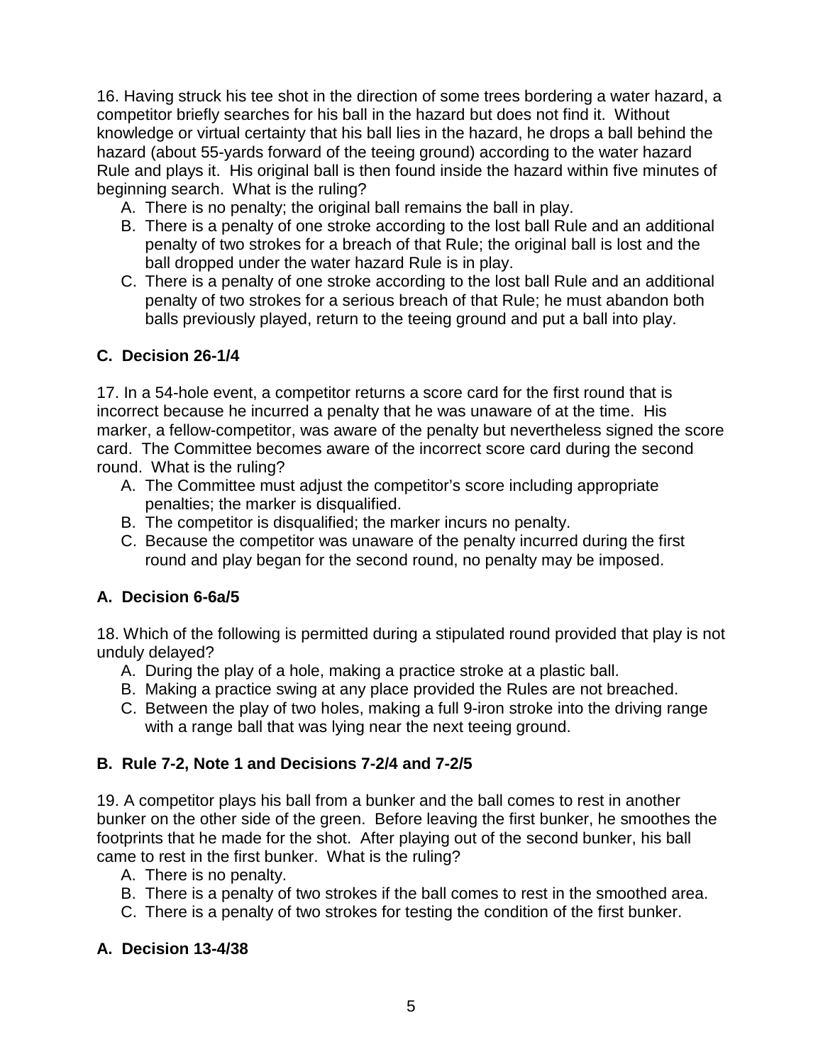16. Having struck his tee shot in the direction of some trees bordering a water hazard, a competitor briefly searches for his ball in the hazard but does not find it. Without knowledge or virtual certainty that his ball lies in the hazard, he drops a ball behind the hazard (about 55-yards forward of the teeing ground) according to the water hazard Rule and plays it. His original ball is then found inside the hazard within five minutes of beginning search. What is the ruling?

A. There is no penalty; the original ball remains the ball in play.
B. There is a penalty of one stroke according to the lost ball Rule and an additional penalty of two strokes for a breach of that Rule; the original ball is lost and the ball dropped under the water hazard Rule is in play.
C. There is a penalty of one stroke according to the lost ball Rule and an additional penalty of two strokes for a serious breach of that Rule; he must abandon both balls previously played, return to the teeing ground and put a ball into play.

**C. Decision 26-1/4**

17. In a 54-hole event, a competitor returns a score card for the first round that is incorrect because he incurred a penalty that he was unaware of at the time. His marker, a fellow-competitor, was aware of the penalty but nevertheless signed the score card. The Committee becomes aware of the incorrect score card during the second round. What is the ruling?

A. The Committee must adjust the competitor's score including appropriate penalties; the marker is disqualified.
B. The competitor is disqualified; the marker incurs no penalty.
C. Because the competitor was unaware of the penalty incurred during the first round and play began for the second round, no penalty may be imposed.

**A. Decision 6-6a/5**

18. Which of the following is permitted during a stipulated round provided that play is not unduly delayed?

A. During the play of a hole, making a practice stroke at a plastic ball.
B. Making a practice swing at any place provided the Rules are not breached.
C. Between the play of two holes, making a full 9-iron stroke into the driving range with a range ball that was lying near the next teeing ground.

**B. Rule 7-2, Note 1 and Decisions 7-2/4 and 7-2/5**

19. A competitor plays his ball from a bunker and the ball comes to rest in another bunker on the other side of the green. Before leaving the first bunker, he smoothes the footprints that he made for the shot. After playing out of the second bunker, his ball came to rest in the first bunker. What is the ruling?

A. There is no penalty.
B. There is a penalty of two strokes if the ball comes to rest in the smoothed area.
C. There is a penalty of two strokes for testing the condition of the first bunker.

**A. Decision 13-4/38**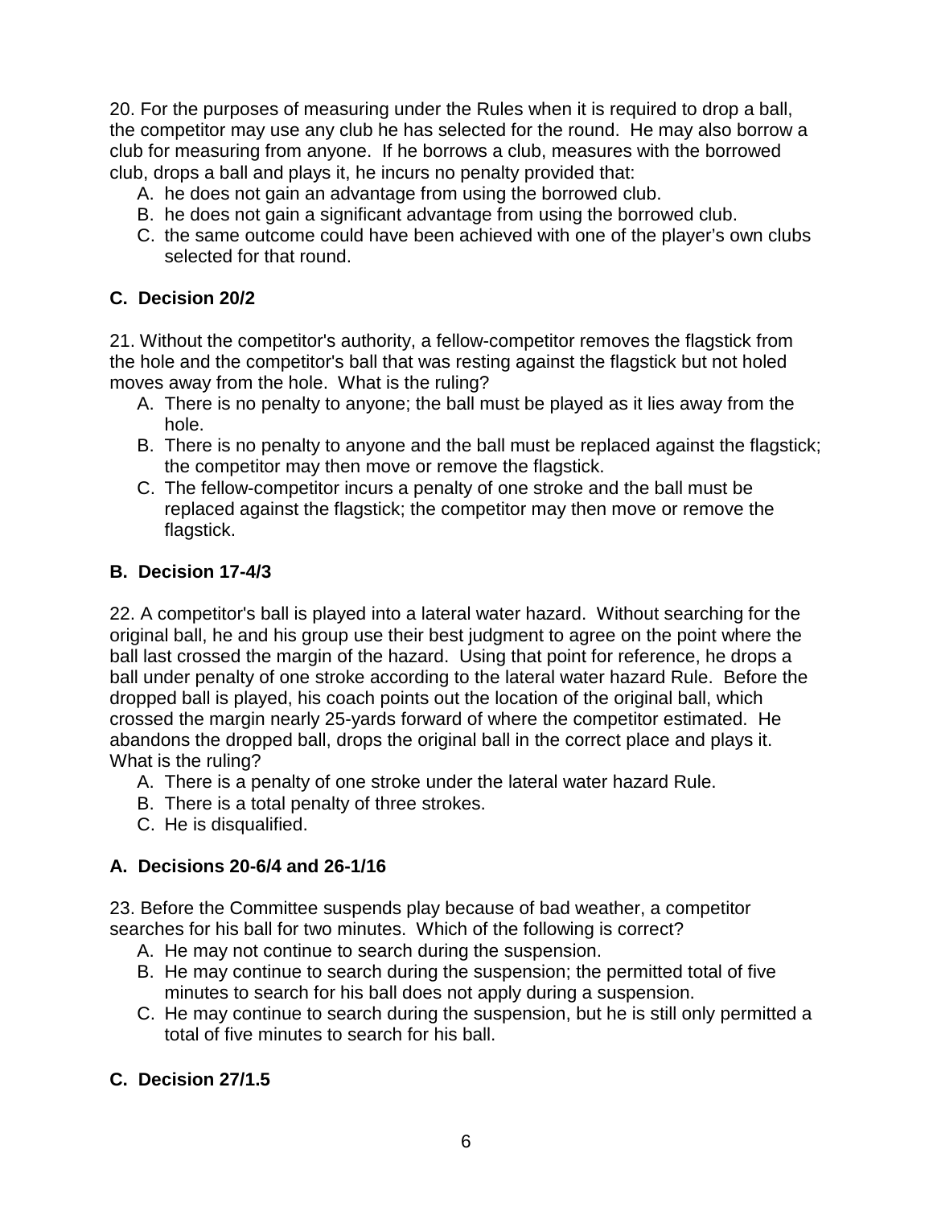20. For the purposes of measuring under the Rules when it is required to drop a ball, the competitor may use any club he has selected for the round. He may also borrow a club for measuring from anyone. If he borrows a club, measures with the borrowed club, drops a ball and plays it, he incurs no penalty provided that:

A. he does not gain an advantage from using the borrowed club.
B. he does not gain a significant advantage from using the borrowed club.
C. the same outcome could have been achieved with one of the player's own clubs selected for that round.

**C. Decision 20/2**

21. Without the competitor's authority, a fellow-competitor removes the flagstick from the hole and the competitor's ball that was resting against the flagstick but not holed moves away from the hole. What is the ruling?

A. There is no penalty to anyone; the ball must be played as it lies away from the hole.
B. There is no penalty to anyone and the ball must be replaced against the flagstick; the competitor may then move or remove the flagstick.
C. The fellow-competitor incurs a penalty of one stroke and the ball must be replaced against the flagstick; the competitor may then move or remove the flagstick.

**B. Decision 17-4/3**

22. A competitor's ball is played into a lateral water hazard. Without searching for the original ball, he and his group use their best judgment to agree on the point where the ball last crossed the margin of the hazard. Using that point for reference, he drops a ball under penalty of one stroke according to the lateral water hazard Rule. Before the dropped ball is played, his coach points out the location of the original ball, which crossed the margin nearly 25-yards forward of where the competitor estimated. He abandons the dropped ball, drops the original ball in the correct place and plays it. What is the ruling?

A. There is a penalty of one stroke under the lateral water hazard Rule.
B. There is a total penalty of three strokes.
C. He is disqualified.

**A. Decisions 20-6/4 and 26-1/16**

23. Before the Committee suspends play because of bad weather, a competitor searches for his ball for two minutes. Which of the following is correct?

A. He may not continue to search during the suspension.
B. He may continue to search during the suspension; the permitted total of five minutes to search for his ball does not apply during a suspension.
C. He may continue to search during the suspension, but he is still only permitted a total of five minutes to search for his ball.

**C. Decision 27/1.5**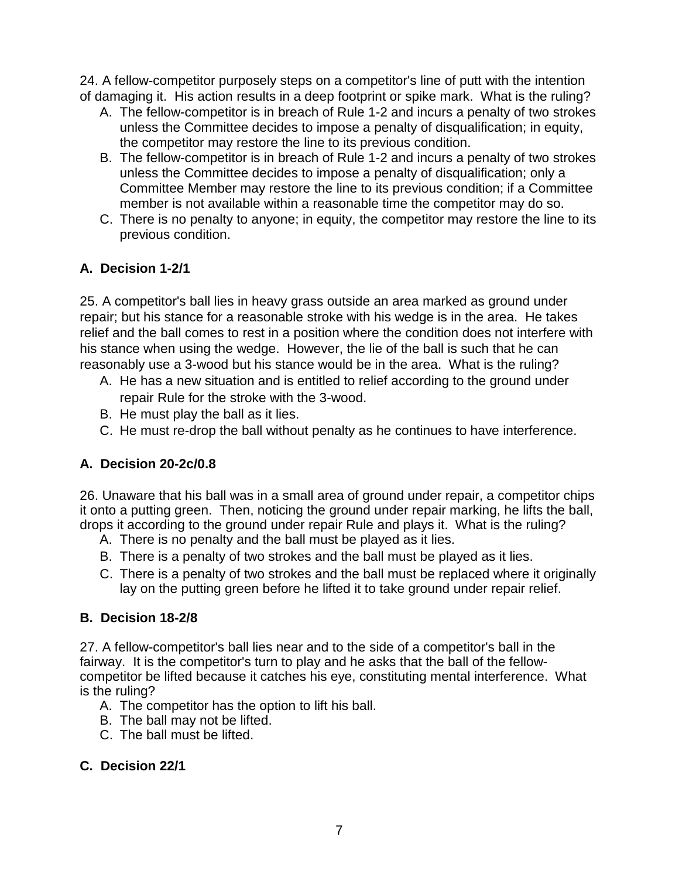24. A fellow-competitor purposely steps on a competitor's line of putt with the intention of damaging it. His action results in a deep footprint or spike mark. What is the ruling?

A. The fellow-competitor is in breach of Rule 1-2 and incurs a penalty of two strokes unless the Committee decides to impose a penalty of disqualification; in equity, the competitor may restore the line to its previous condition.
B. The fellow-competitor is in breach of Rule 1-2 and incurs a penalty of two strokes unless the Committee decides to impose a penalty of disqualification; only a Committee Member may restore the line to its previous condition; if a Committee member is not available within a reasonable time the competitor may do so.
C. There is no penalty to anyone; in equity, the competitor may restore the line to its previous condition.

**A. Decision 1-2/1**

25. A competitor's ball lies in heavy grass outside an area marked as ground under repair; but his stance for a reasonable stroke with his wedge is in the area. He takes relief and the ball comes to rest in a position where the condition does not interfere with his stance when using the wedge. However, the lie of the ball is such that he can reasonably use a 3-wood but his stance would be in the area. What is the ruling?

A. He has a new situation and is entitled to relief according to the ground under repair Rule for the stroke with the 3-wood.
B. He must play the ball as it lies.
C. He must re-drop the ball without penalty as he continues to have interference.

**A. Decision 20-2c/0.8**

26. Unaware that his ball was in a small area of ground under repair, a competitor chips it onto a putting green. Then, noticing the ground under repair marking, he lifts the ball, drops it according to the ground under repair Rule and plays it. What is the ruling?

A. There is no penalty and the ball must be played as it lies.
B. There is a penalty of two strokes and the ball must be played as it lies.
C. There is a penalty of two strokes and the ball must be replaced where it originally lay on the putting green before he lifted it to take ground under repair relief.

**B. Decision 18-2/8**

27. A fellow-competitor's ball lies near and to the side of a competitor's ball in the fairway. It is the competitor's turn to play and he asks that the ball of the fellow-competitor be lifted because it catches his eye, constituting mental interference. What is the ruling?

A. The competitor has the option to lift his ball.
B. The ball may not be lifted.
C. The ball must be lifted.

**C. Decision 22/1**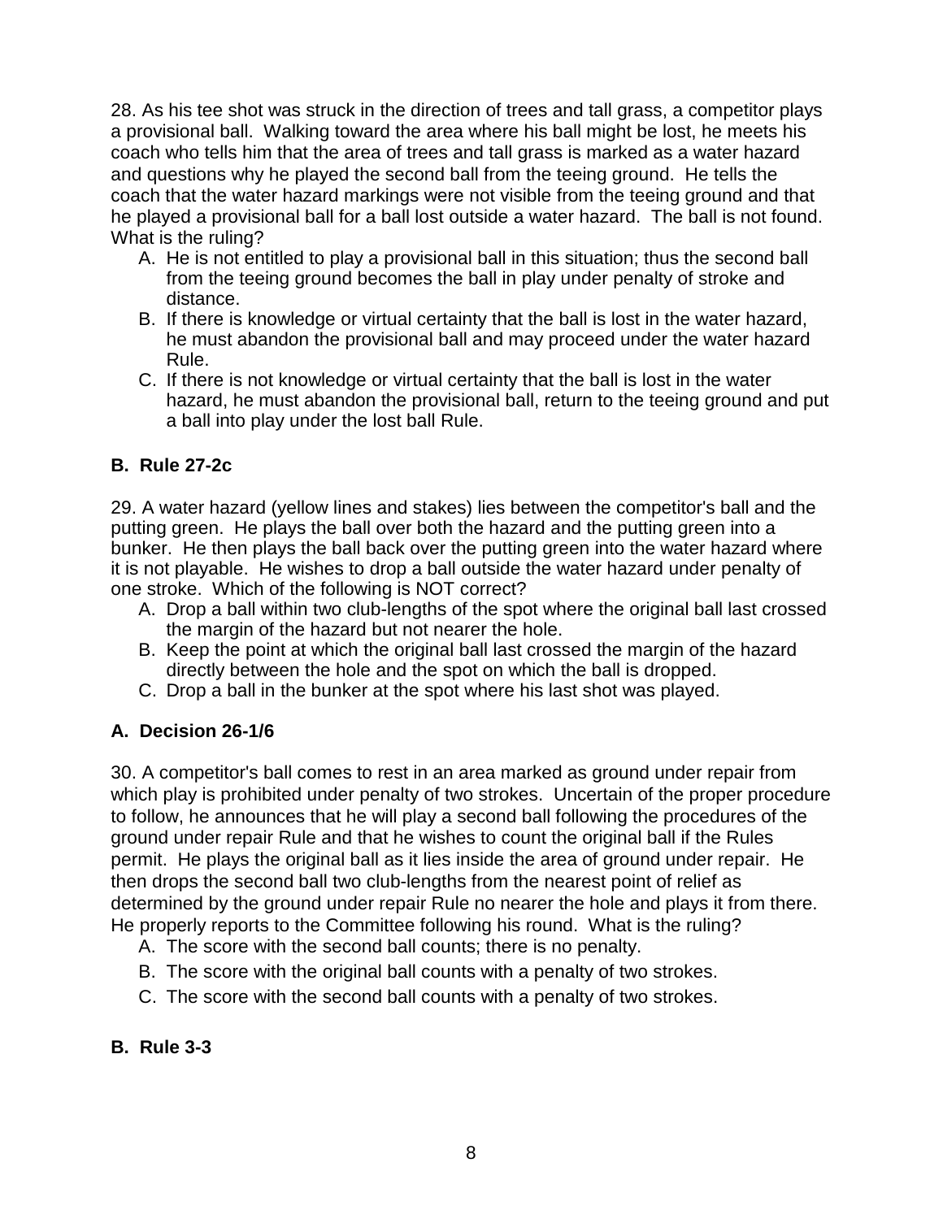28. As his tee shot was struck in the direction of trees and tall grass, a competitor plays a provisional ball. Walking toward the area where his ball might be lost, he meets his coach who tells him that the area of trees and tall grass is marked as a water hazard and questions why he played the second ball from the teeing ground. He tells the coach that the water hazard markings were not visible from the teeing ground and that he played a provisional ball for a ball lost outside a water hazard. The ball is not found. What is the ruling?

A. He is not entitled to play a provisional ball in this situation; thus the second ball from the teeing ground becomes the ball in play under penalty of stroke and distance.
B. If there is knowledge or virtual certainty that the ball is lost in the water hazard, he must abandon the provisional ball and may proceed under the water hazard Rule.
C. If there is not knowledge or virtual certainty that the ball is lost in the water hazard, he must abandon the provisional ball, return to the teeing ground and put a ball into play under the lost ball Rule.

**B. Rule 27-2c**

29. A water hazard (yellow lines and stakes) lies between the competitor's ball and the putting green. He plays the ball over both the hazard and the putting green into a bunker. He then plays the ball back over the putting green into the water hazard where it is not playable. He wishes to drop a ball outside the water hazard under penalty of one stroke. Which of the following is NOT correct?

A. Drop a ball within two club-lengths of the spot where the original ball last crossed the margin of the hazard but not nearer the hole.
B. Keep the point at which the original ball last crossed the margin of the hazard directly between the hole and the spot on which the ball is dropped.
C. Drop a ball in the bunker at the spot where his last shot was played.

**A. Decision 26-1/6**

30. A competitor's ball comes to rest in an area marked as ground under repair from which play is prohibited under penalty of two strokes. Uncertain of the proper procedure to follow, he announces that he will play a second ball following the procedures of the ground under repair Rule and that he wishes to count the original ball if the Rules permit. He plays the original ball as it lies inside the area of ground under repair. He then drops the second ball two club-lengths from the nearest point of relief as determined by the ground under repair Rule no nearer the hole and plays it from there. He properly reports to the Committee following his round. What is the ruling?

A. The score with the second ball counts; there is no penalty.
B. The score with the original ball counts with a penalty of two strokes.
C. The score with the second ball counts with a penalty of two strokes.

**B. Rule 3-3**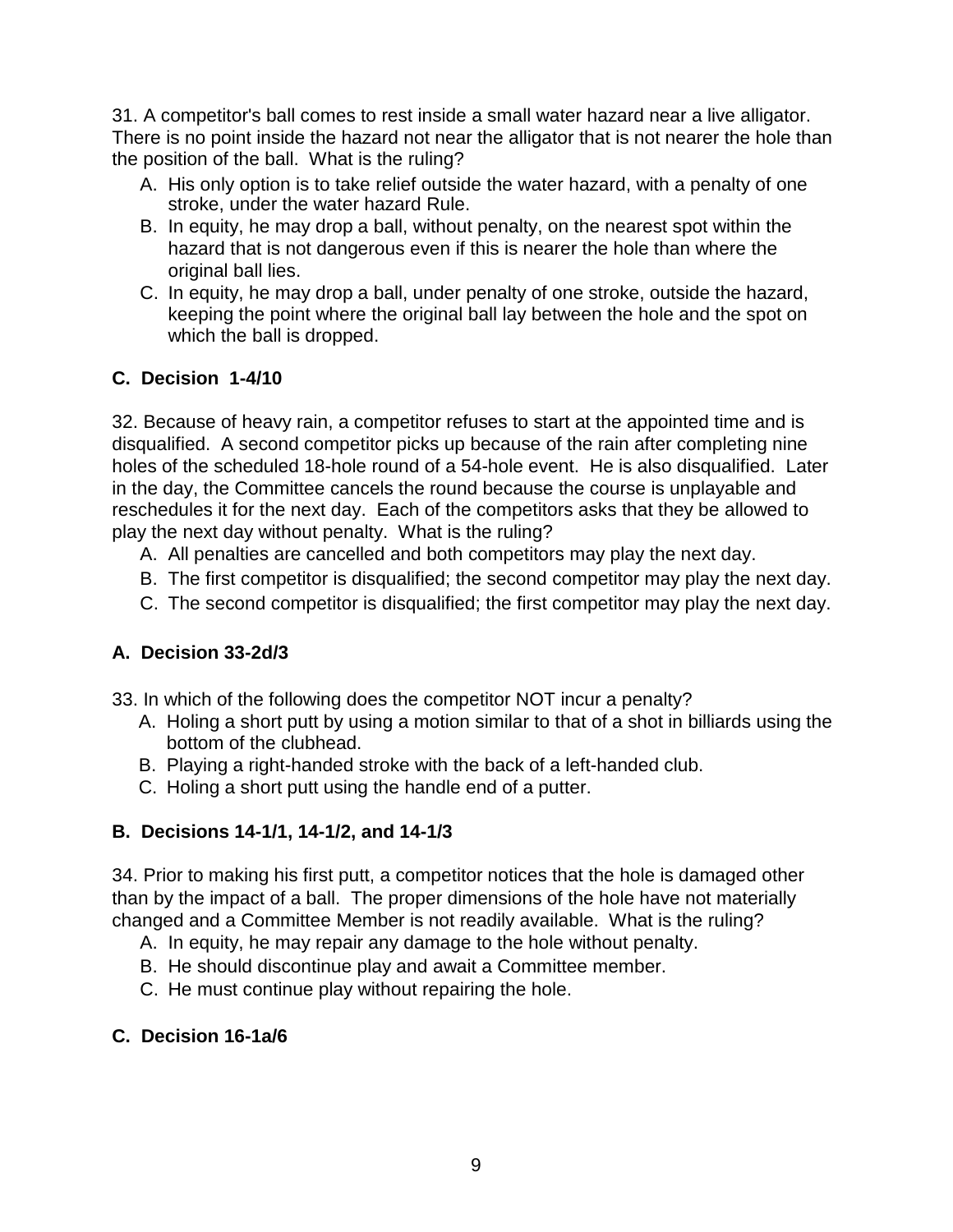31. A competitor's ball comes to rest inside a small water hazard near a live alligator. There is no point inside the hazard not near the alligator that is not nearer the hole than the position of the ball. What is the ruling?

A. His only option is to take relief outside the water hazard, with a penalty of one stroke, under the water hazard Rule.
B. In equity, he may drop a ball, without penalty, on the nearest spot within the hazard that is not dangerous even if this is nearer the hole than where the original ball lies.
C. In equity, he may drop a ball, under penalty of one stroke, outside the hazard, keeping the point where the original ball lay between the hole and the spot on which the ball is dropped.

**C. Decision 1-4/10**

32. Because of heavy rain, a competitor refuses to start at the appointed time and is disqualified. A second competitor picks up because of the rain after completing nine holes of the scheduled 18-hole round of a 54-hole event. He is also disqualified. Later in the day, the Committee cancels the round because the course is unplayable and reschedules it for the next day. Each of the competitors asks that they be allowed to play the next day without penalty. What is the ruling?

A. All penalties are cancelled and both competitors may play the next day.
B. The first competitor is disqualified; the second competitor may play the next day.
C. The second competitor is disqualified; the first competitor may play the next day.

**A. Decision 33-2d/3**

33. In which of the following does the competitor NOT incur a penalty?

A. Holing a short putt by using a motion similar to that of a shot in billiards using the bottom of the clubhead.
B. Playing a right-handed stroke with the back of a left-handed club.
C. Holing a short putt using the handle end of a putter.

**B. Decisions 14-1/1, 14-1/2, and 14-1/3**

34. Prior to making his first putt, a competitor notices that the hole is damaged other than by the impact of a ball. The proper dimensions of the hole have not materially changed and a Committee Member is not readily available. What is the ruling?

A. In equity, he may repair any damage to the hole without penalty.
B. He should discontinue play and await a Committee member.
C. He must continue play without repairing the hole.

**C. Decision 16-1a/6**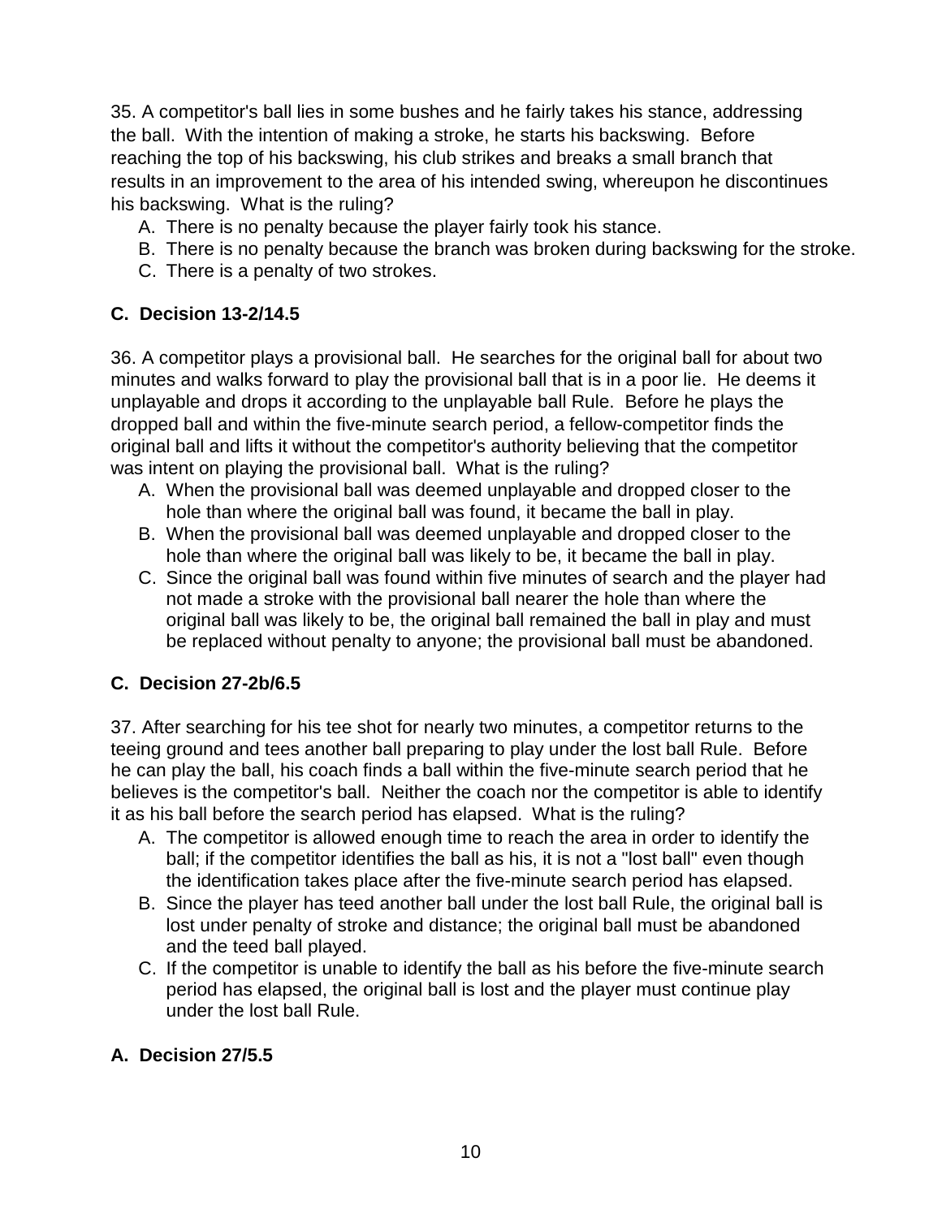35. A competitor's ball lies in some bushes and he fairly takes his stance, addressing the ball. With the intention of making a stroke, he starts his backswing. Before reaching the top of his backswing, his club strikes and breaks a small branch that results in an improvement to the area of his intended swing, whereupon he discontinues his backswing. What is the ruling?

A. There is no penalty because the player fairly took his stance.
B. There is no penalty because the branch was broken during backswing for the stroke.
C. There is a penalty of two strokes.

**C. Decision 13-2/14.5**

36. A competitor plays a provisional ball. He searches for the original ball for about two minutes and walks forward to play the provisional ball that is in a poor lie. He deems it unplayable and drops it according to the unplayable ball Rule. Before he plays the dropped ball and within the five-minute search period, a fellow-competitor finds the original ball and lifts it without the competitor's authority believing that the competitor was intent on playing the provisional ball. What is the ruling?

A. When the provisional ball was deemed unplayable and dropped closer to the hole than where the original ball was found, it became the ball in play.
B. When the provisional ball was deemed unplayable and dropped closer to the hole than where the original ball was likely to be, it became the ball in play.
C. Since the original ball was found within five minutes of search and the player had not made a stroke with the provisional ball nearer the hole than where the original ball was likely to be, the original ball remained the ball in play and must be replaced without penalty to anyone; the provisional ball must be abandoned.

**C. Decision 27-2b/6.5**

37. After searching for his tee shot for nearly two minutes, a competitor returns to the teeing ground and tees another ball preparing to play under the lost ball Rule. Before he can play the ball, his coach finds a ball within the five-minute search period that he believes is the competitor's ball. Neither the coach nor the competitor is able to identify it as his ball before the search period has elapsed. What is the ruling?

A. The competitor is allowed enough time to reach the area in order to identify the ball; if the competitor identifies the ball as his, it is not a "lost ball" even though the identification takes place after the five-minute search period has elapsed.
B. Since the player has teed another ball under the lost ball Rule, the original ball is lost under penalty of stroke and distance; the original ball must be abandoned and the teed ball played.
C. If the competitor is unable to identify the ball as his before the five-minute search period has elapsed, the original ball is lost and the player must continue play under the lost ball Rule.

**A. Decision 27/5.5**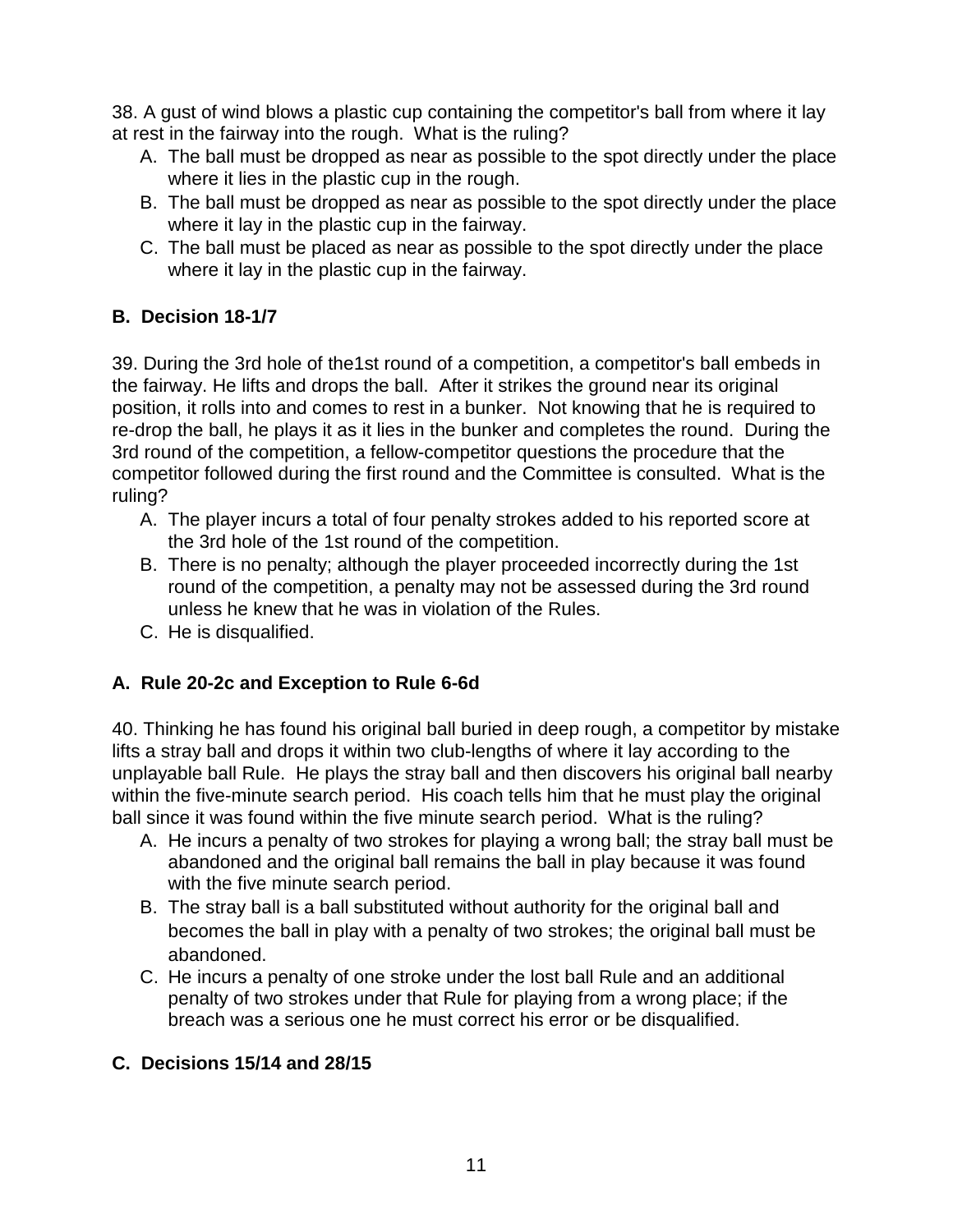38. A gust of wind blows a plastic cup containing the competitor's ball from where it lay at rest in the fairway into the rough. What is the ruling?

A. The ball must be dropped as near as possible to the spot directly under the place where it lies in the plastic cup in the rough.
B. The ball must be dropped as near as possible to the spot directly under the place where it lay in the plastic cup in the fairway.
C. The ball must be placed as near as possible to the spot directly under the place where it lay in the plastic cup in the fairway.

**B. Decision 18-1/7**

39. During the 3rd hole of the1st round of a competition, a competitor's ball embeds in the fairway. He lifts and drops the ball. After it strikes the ground near its original position, it rolls into and comes to rest in a bunker. Not knowing that he is required to re-drop the ball, he plays it as it lies in the bunker and completes the round. During the 3rd round of the competition, a fellow-competitor questions the procedure that the competitor followed during the first round and the Committee is consulted. What is the ruling?

A. The player incurs a total of four penalty strokes added to his reported score at the 3rd hole of the 1st round of the competition.
B. There is no penalty; although the player proceeded incorrectly during the 1st round of the competition, a penalty may not be assessed during the 3rd round unless he knew that he was in violation of the Rules.
C. He is disqualified.

**A. Rule 20-2c and Exception to Rule 6-6d**

40. Thinking he has found his original ball buried in deep rough, a competitor by mistake lifts a stray ball and drops it within two club-lengths of where it lay according to the unplayable ball Rule. He plays the stray ball and then discovers his original ball nearby within the five-minute search period. His coach tells him that he must play the original ball since it was found within the five minute search period. What is the ruling?

A. He incurs a penalty of two strokes for playing a wrong ball; the stray ball must be abandoned and the original ball remains the ball in play because it was found with the five minute search period.
B. The stray ball is a ball substituted without authority for the original ball and becomes the ball in play with a penalty of two strokes; the original ball must be abandoned.
C. He incurs a penalty of one stroke under the lost ball Rule and an additional penalty of two strokes under that Rule for playing from a wrong place; if the breach was a serious one he must correct his error or be disqualified.

**C. Decisions 15/14 and 28/15**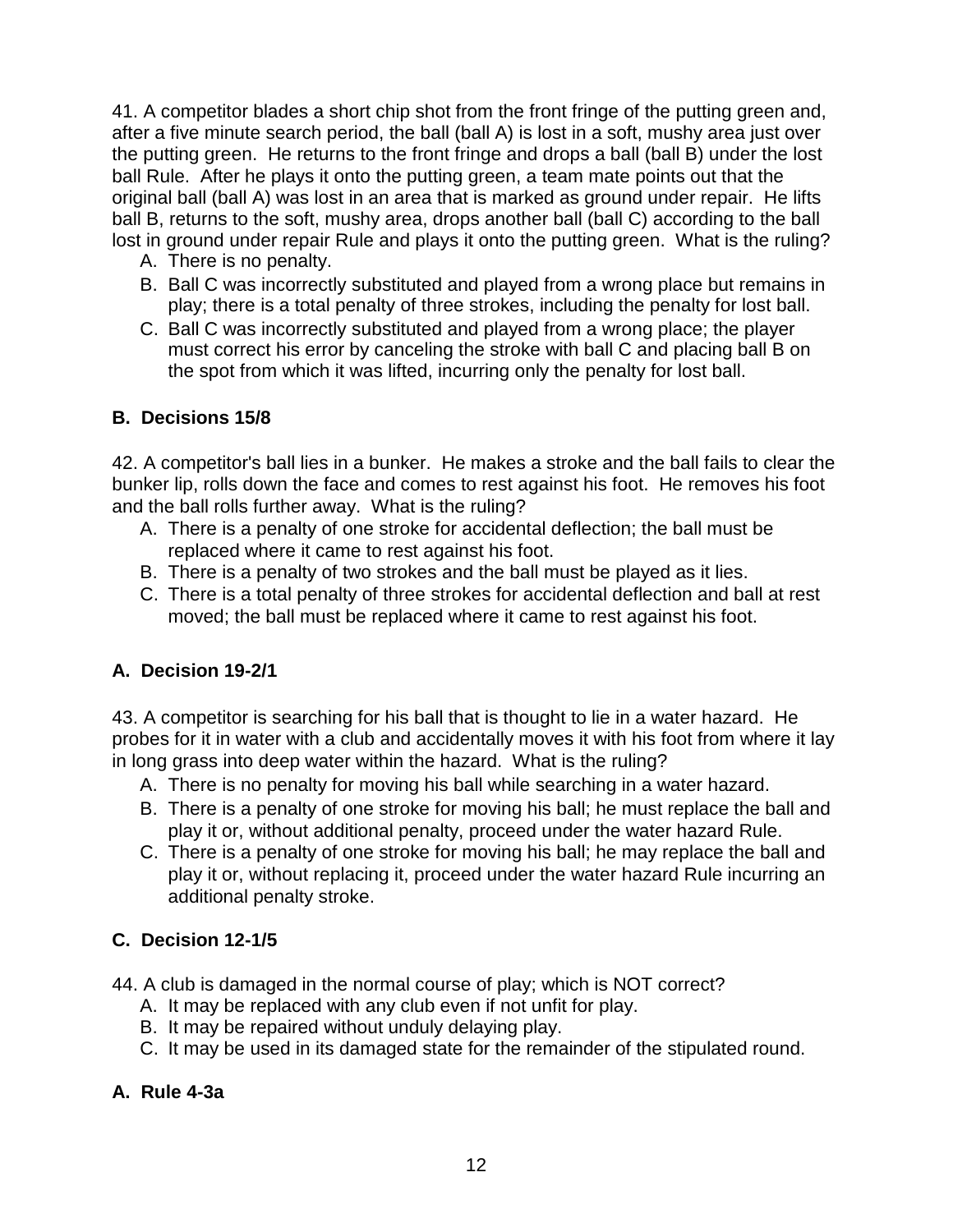41. A competitor blades a short chip shot from the front fringe of the putting green and, after a five minute search period, the ball (ball A) is lost in a soft, mushy area just over the putting green. He returns to the front fringe and drops a ball (ball B) under the lost ball Rule. After he plays it onto the putting green, a team mate points out that the original ball (ball A) was lost in an area that is marked as ground under repair. He lifts ball B, returns to the soft, mushy area, drops another ball (ball C) according to the ball lost in ground under repair Rule and plays it onto the putting green. What is the ruling?

A. There is no penalty.
B. Ball C was incorrectly substituted and played from a wrong place but remains in play; there is a total penalty of three strokes, including the penalty for lost ball.
C. Ball C was incorrectly substituted and played from a wrong place; the player must correct his error by canceling the stroke with ball C and placing ball B on the spot from which it was lifted, incurring only the penalty for lost ball.

**B. Decisions 15/8**

42. A competitor's ball lies in a bunker. He makes a stroke and the ball fails to clear the bunker lip, rolls down the face and comes to rest against his foot. He removes his foot and the ball rolls further away. What is the ruling?

A. There is a penalty of one stroke for accidental deflection; the ball must be replaced where it came to rest against his foot.
B. There is a penalty of two strokes and the ball must be played as it lies.
C. There is a total penalty of three strokes for accidental deflection and ball at rest moved; the ball must be replaced where it came to rest against his foot.

**A. Decision 19-2/1**

43. A competitor is searching for his ball that is thought to lie in a water hazard. He probes for it in water with a club and accidentally moves it with his foot from where it lay in long grass into deep water within the hazard. What is the ruling?

A. There is no penalty for moving his ball while searching in a water hazard.
B. There is a penalty of one stroke for moving his ball; he must replace the ball and play it or, without additional penalty, proceed under the water hazard Rule.
C. There is a penalty of one stroke for moving his ball; he may replace the ball and play it or, without replacing it, proceed under the water hazard Rule incurring an additional penalty stroke.

**C. Decision 12-1/5**

44. A club is damaged in the normal course of play; which is NOT correct?

A. It may be replaced with any club even if not unfit for play.
B. It may be repaired without unduly delaying play.
C. It may be used in its damaged state for the remainder of the stipulated round.

**A. Rule 4-3a**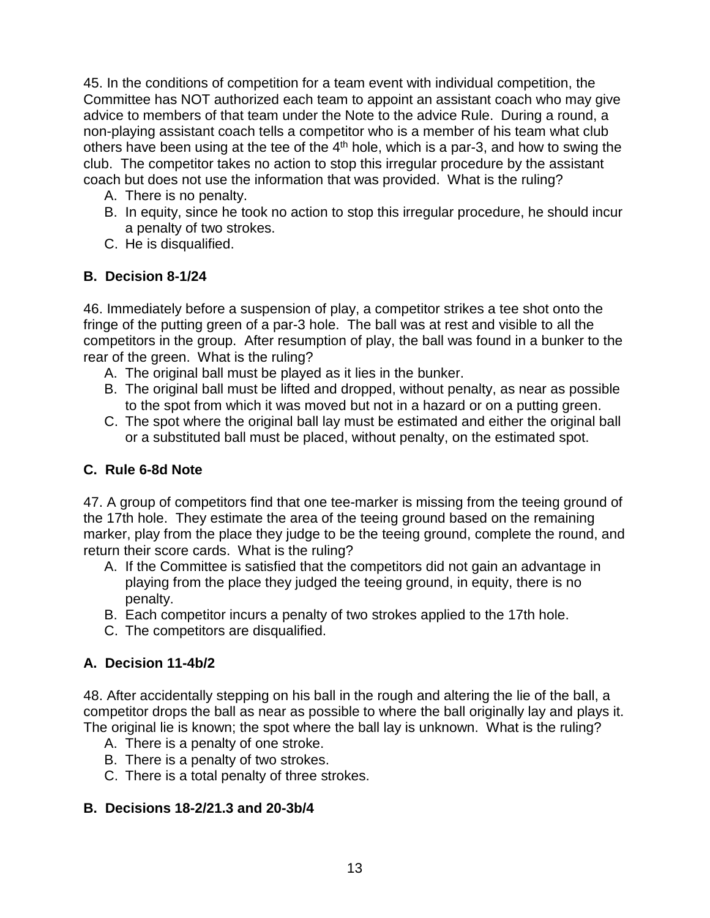45. In the conditions of competition for a team event with individual competition, the Committee has NOT authorized each team to appoint an assistant coach who may give advice to members of that team under the Note to the advice Rule. During a round, a non-playing assistant coach tells a competitor who is a member of his team what club others have been using at the tee of the 4th hole, which is a par-3, and how to swing the club. The competitor takes no action to stop this irregular procedure by the assistant coach but does not use the information that was provided. What is the ruling?

A. There is no penalty.
B. In equity, since he took no action to stop this irregular procedure, he should incur a penalty of two strokes.
C. He is disqualified.

**B. Decision 8-1/24**

46. Immediately before a suspension of play, a competitor strikes a tee shot onto the fringe of the putting green of a par-3 hole. The ball was at rest and visible to all the competitors in the group. After resumption of play, the ball was found in a bunker to the rear of the green. What is the ruling?

A. The original ball must be played as it lies in the bunker.
B. The original ball must be lifted and dropped, without penalty, as near as possible to the spot from which it was moved but not in a hazard or on a putting green.
C. The spot where the original ball lay must be estimated and either the original ball or a substituted ball must be placed, without penalty, on the estimated spot.

**C. Rule 6-8d Note**

47. A group of competitors find that one tee-marker is missing from the teeing ground of the 17th hole. They estimate the area of the teeing ground based on the remaining marker, play from the place they judge to be the teeing ground, complete the round, and return their score cards. What is the ruling?

A. If the Committee is satisfied that the competitors did not gain an advantage in playing from the place they judged the teeing ground, in equity, there is no penalty.
B. Each competitor incurs a penalty of two strokes applied to the 17th hole.
C. The competitors are disqualified.

**A. Decision 11-4b/2**

48. After accidentally stepping on his ball in the rough and altering the lie of the ball, a competitor drops the ball as near as possible to where the ball originally lay and plays it. The original lie is known; the spot where the ball lay is unknown. What is the ruling?

A. There is a penalty of one stroke.
B. There is a penalty of two strokes.
C. There is a total penalty of three strokes.

**B. Decisions 18-2/21.3 and 20-3b/4**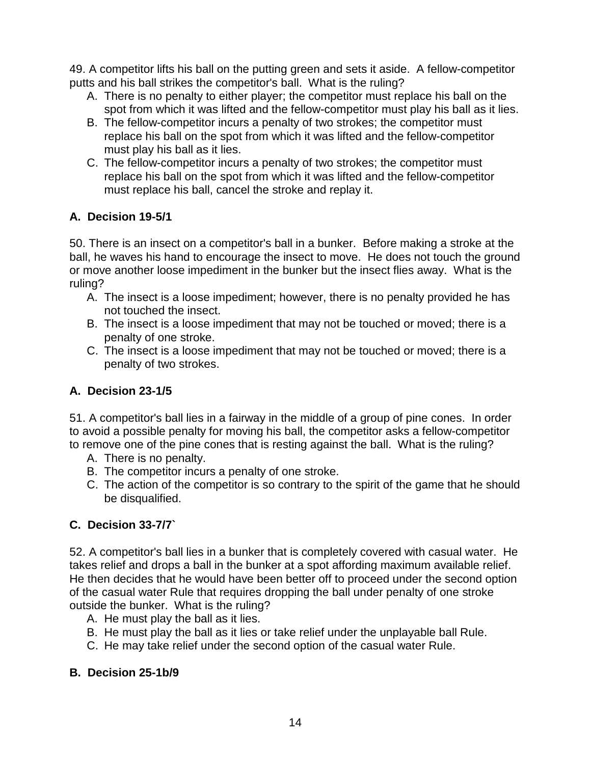49. A competitor lifts his ball on the putting green and sets it aside. A fellow-competitor putts and his ball strikes the competitor's ball. What is the ruling?

A. There is no penalty to either player; the competitor must replace his ball on the spot from which it was lifted and the fellow-competitor must play his ball as it lies.
B. The fellow-competitor incurs a penalty of two strokes; the competitor must replace his ball on the spot from which it was lifted and the fellow-competitor must play his ball as it lies.
C. The fellow-competitor incurs a penalty of two strokes; the competitor must replace his ball on the spot from which it was lifted and the fellow-competitor must replace his ball, cancel the stroke and replay it.

**A. Decision 19-5/1**

50. There is an insect on a competitor's ball in a bunker. Before making a stroke at the ball, he waves his hand to encourage the insect to move. He does not touch the ground or move another loose impediment in the bunker but the insect flies away. What is the ruling?

A. The insect is a loose impediment; however, there is no penalty provided he has not touched the insect.
B. The insect is a loose impediment that may not be touched or moved; there is a penalty of one stroke.
C. The insect is a loose impediment that may not be touched or moved; there is a penalty of two strokes.

**A. Decision 23-1/5**

51. A competitor's ball lies in a fairway in the middle of a group of pine cones. In order to avoid a possible penalty for moving his ball, the competitor asks a fellow-competitor to remove one of the pine cones that is resting against the ball. What is the ruling?

A. There is no penalty.
B. The competitor incurs a penalty of one stroke.
C. The action of the competitor is so contrary to the spirit of the game that he should be disqualified.

**C. Decision 33-7/7`**

52. A competitor's ball lies in a bunker that is completely covered with casual water. He takes relief and drops a ball in the bunker at a spot affording maximum available relief. He then decides that he would have been better off to proceed under the second option of the casual water Rule that requires dropping the ball under penalty of one stroke outside the bunker. What is the ruling?

A. He must play the ball as it lies.
B. He must play the ball as it lies or take relief under the unplayable ball Rule.
C. He may take relief under the second option of the casual water Rule.

**B. Decision 25-1b/9**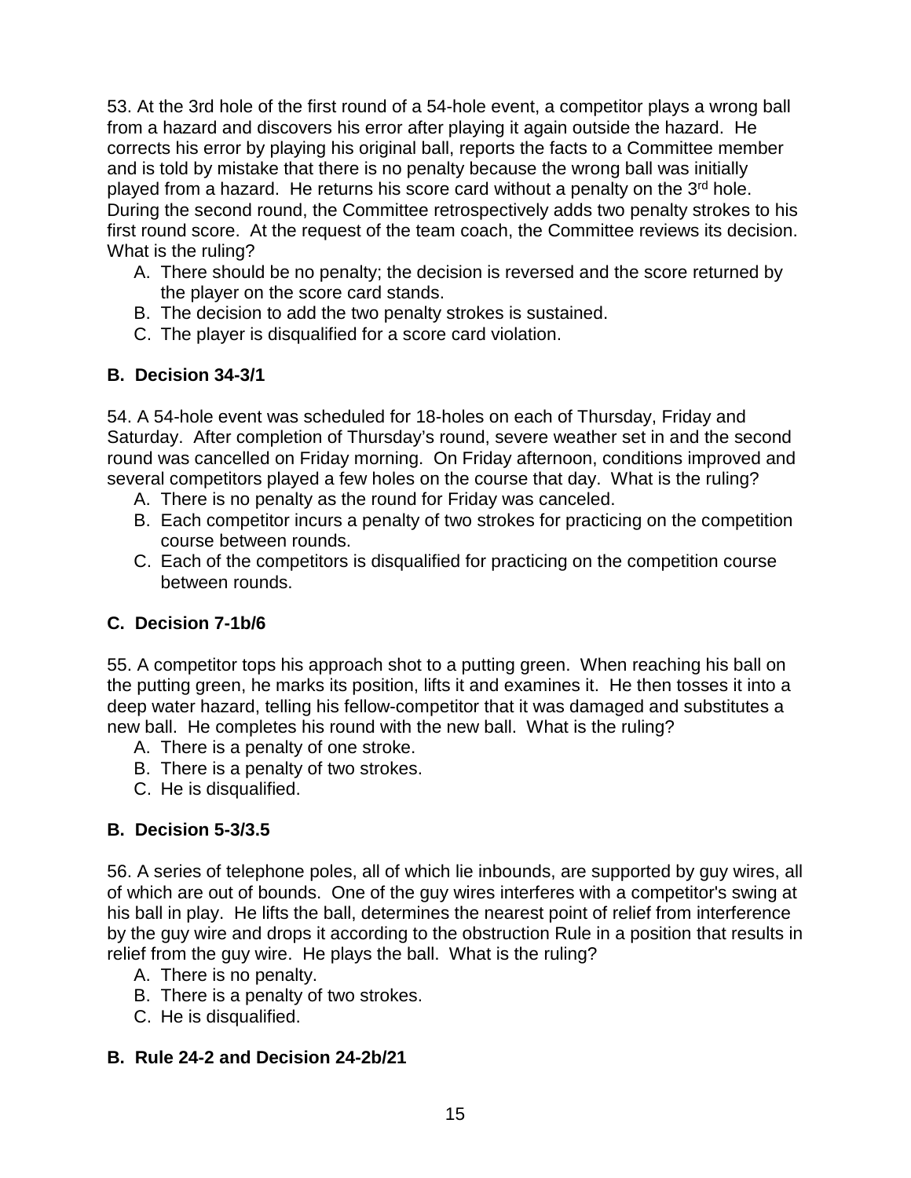53. At the 3rd hole of the first round of a 54-hole event, a competitor plays a wrong ball from a hazard and discovers his error after playing it again outside the hazard. He corrects his error by playing his original ball, reports the facts to a Committee member and is told by mistake that there is no penalty because the wrong ball was initially played from a hazard. He returns his score card without a penalty on the 3rd hole. During the second round, the Committee retrospectively adds two penalty strokes to his first round score. At the request of the team coach, the Committee reviews its decision. What is the ruling?

A. There should be no penalty; the decision is reversed and the score returned by the player on the score card stands.
B. The decision to add the two penalty strokes is sustained.
C. The player is disqualified for a score card violation.

**B. Decision 34-3/1**

54. A 54-hole event was scheduled for 18-holes on each of Thursday, Friday and Saturday. After completion of Thursday's round, severe weather set in and the second round was cancelled on Friday morning. On Friday afternoon, conditions improved and several competitors played a few holes on the course that day. What is the ruling?

A. There is no penalty as the round for Friday was canceled.
B. Each competitor incurs a penalty of two strokes for practicing on the competition course between rounds.
C. Each of the competitors is disqualified for practicing on the competition course between rounds.

**C. Decision 7-1b/6**

55. A competitor tops his approach shot to a putting green. When reaching his ball on the putting green, he marks its position, lifts it and examines it. He then tosses it into a deep water hazard, telling his fellow-competitor that it was damaged and substitutes a new ball. He completes his round with the new ball. What is the ruling?

A. There is a penalty of one stroke.
B. There is a penalty of two strokes.
C. He is disqualified.

**B. Decision 5-3/3.5**

56. A series of telephone poles, all of which lie inbounds, are supported by guy wires, all of which are out of bounds. One of the guy wires interferes with a competitor's swing at his ball in play. He lifts the ball, determines the nearest point of relief from interference by the guy wire and drops it according to the obstruction Rule in a position that results in relief from the guy wire. He plays the ball. What is the ruling?

A. There is no penalty.
B. There is a penalty of two strokes.
C. He is disqualified.

**B. Rule 24-2 and Decision 24-2b/21**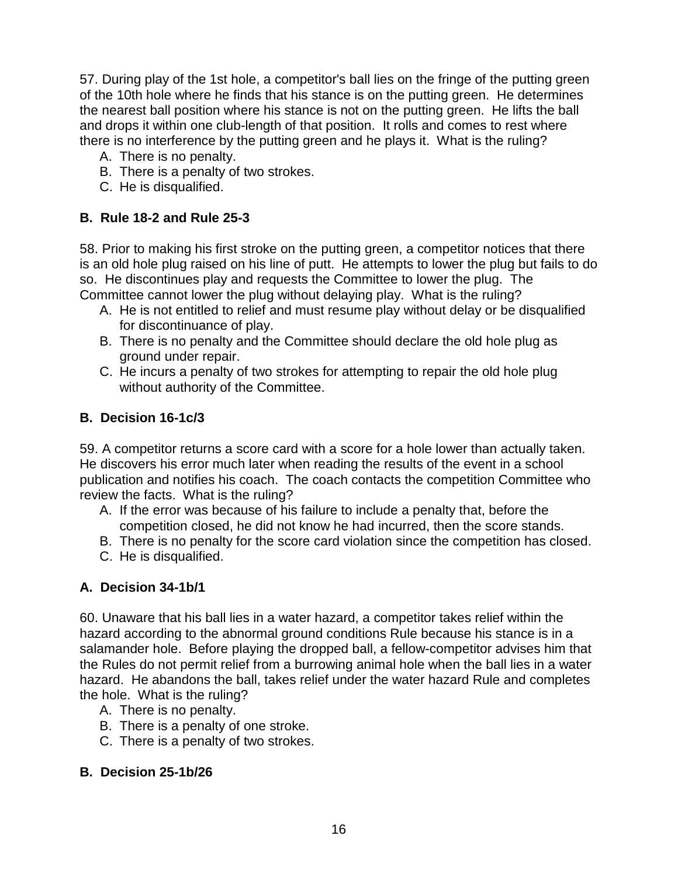57. During play of the 1st hole, a competitor's ball lies on the fringe of the putting green of the 10th hole where he finds that his stance is on the putting green. He determines the nearest ball position where his stance is not on the putting green. He lifts the ball and drops it within one club-length of that position. It rolls and comes to rest where there is no interference by the putting green and he plays it. What is the ruling?

A. There is no penalty.
B. There is a penalty of two strokes.
C. He is disqualified.

**B. Rule 18-2 and Rule 25-3**

58. Prior to making his first stroke on the putting green, a competitor notices that there is an old hole plug raised on his line of putt. He attempts to lower the plug but fails to do so. He discontinues play and requests the Committee to lower the plug. The Committee cannot lower the plug without delaying play. What is the ruling?

A. He is not entitled to relief and must resume play without delay or be disqualified for discontinuance of play.
B. There is no penalty and the Committee should declare the old hole plug as ground under repair.
C. He incurs a penalty of two strokes for attempting to repair the old hole plug without authority of the Committee.

**B. Decision 16-1c/3**

59. A competitor returns a score card with a score for a hole lower than actually taken. He discovers his error much later when reading the results of the event in a school publication and notifies his coach. The coach contacts the competition Committee who review the facts. What is the ruling?

A. If the error was because of his failure to include a penalty that, before the competition closed, he did not know he had incurred, then the score stands.
B. There is no penalty for the score card violation since the competition has closed.
C. He is disqualified.

**A. Decision 34-1b/1**

60. Unaware that his ball lies in a water hazard, a competitor takes relief within the hazard according to the abnormal ground conditions Rule because his stance is in a salamander hole. Before playing the dropped ball, a fellow-competitor advises him that the Rules do not permit relief from a burrowing animal hole when the ball lies in a water hazard. He abandons the ball, takes relief under the water hazard Rule and completes the hole. What is the ruling?

A. There is no penalty.
B. There is a penalty of one stroke.
C. There is a penalty of two strokes.

**B. Decision 25-1b/26**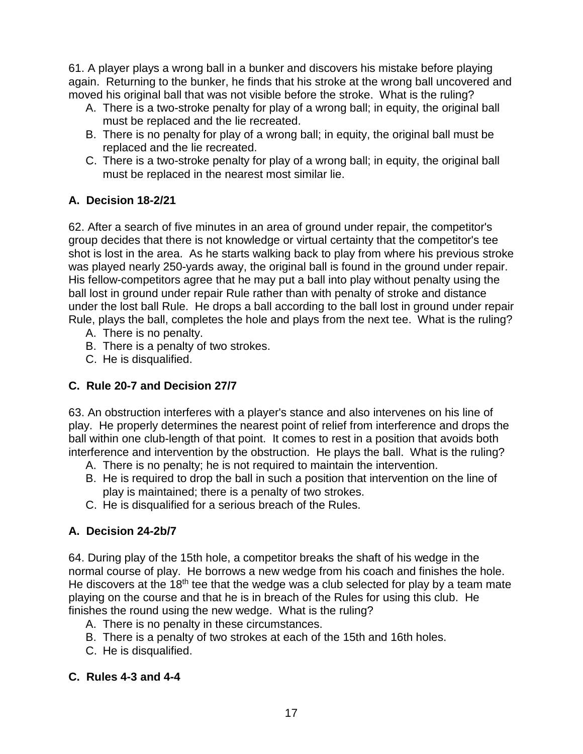61. A player plays a wrong ball in a bunker and discovers his mistake before playing again. Returning to the bunker, he finds that his stroke at the wrong ball uncovered and moved his original ball that was not visible before the stroke. What is the ruling?

A. There is a two-stroke penalty for play of a wrong ball; in equity, the original ball must be replaced and the lie recreated.
B. There is no penalty for play of a wrong ball; in equity, the original ball must be replaced and the lie recreated.
C. There is a two-stroke penalty for play of a wrong ball; in equity, the original ball must be replaced in the nearest most similar lie.

**A. Decision 18-2/21**

62. After a search of five minutes in an area of ground under repair, the competitor's group decides that there is not knowledge or virtual certainty that the competitor's tee shot is lost in the area. As he starts walking back to play from where his previous stroke was played nearly 250-yards away, the original ball is found in the ground under repair. His fellow-competitors agree that he may put a ball into play without penalty using the ball lost in ground under repair Rule rather than with penalty of stroke and distance under the lost ball Rule. He drops a ball according to the ball lost in ground under repair Rule, plays the ball, completes the hole and plays from the next tee. What is the ruling?

A. There is no penalty.
B. There is a penalty of two strokes.
C. He is disqualified.

**C. Rule 20-7 and Decision 27/7**

63. An obstruction interferes with a player's stance and also intervenes on his line of play. He properly determines the nearest point of relief from interference and drops the ball within one club-length of that point. It comes to rest in a position that avoids both interference and intervention by the obstruction. He plays the ball. What is the ruling?

A. There is no penalty; he is not required to maintain the intervention.
B. He is required to drop the ball in such a position that intervention on the line of play is maintained; there is a penalty of two strokes.
C. He is disqualified for a serious breach of the Rules.

**A. Decision 24-2b/7**

64. During play of the 15th hole, a competitor breaks the shaft of his wedge in the normal course of play. He borrows a new wedge from his coach and finishes the hole. He discovers at the 18th tee that the wedge was a club selected for play by a team mate playing on the course and that he is in breach of the Rules for using this club. He finishes the round using the new wedge. What is the ruling?

A. There is no penalty in these circumstances.
B. There is a penalty of two strokes at each of the 15th and 16th holes.
C. He is disqualified.

**C. Rules 4-3 and 4-4**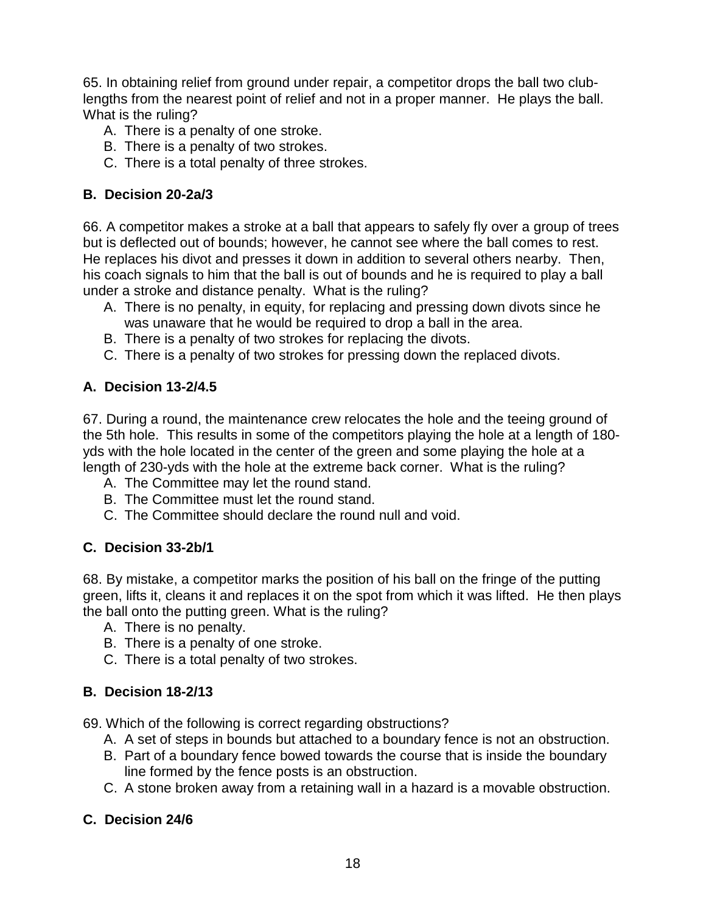65. In obtaining relief from ground under repair, a competitor drops the ball two club-lengths from the nearest point of relief and not in a proper manner. He plays the ball. What is the ruling?

A. There is a penalty of one stroke.
B. There is a penalty of two strokes.
C. There is a total penalty of three strokes.

**B. Decision 20-2a/3**

66. A competitor makes a stroke at a ball that appears to safely fly over a group of trees but is deflected out of bounds; however, he cannot see where the ball comes to rest. He replaces his divot and presses it down in addition to several others nearby. Then, his coach signals to him that the ball is out of bounds and he is required to play a ball under a stroke and distance penalty. What is the ruling?

A. There is no penalty, in equity, for replacing and pressing down divots since he was unaware that he would be required to drop a ball in the area.
B. There is a penalty of two strokes for replacing the divots.
C. There is a penalty of two strokes for pressing down the replaced divots.

**A. Decision 13-2/4.5**

67. During a round, the maintenance crew relocates the hole and the teeing ground of the 5th hole. This results in some of the competitors playing the hole at a length of 180-yds with the hole located in the center of the green and some playing the hole at a length of 230-yds with the hole at the extreme back corner. What is the ruling?

A. The Committee may let the round stand.
B. The Committee must let the round stand.
C. The Committee should declare the round null and void.

**C. Decision 33-2b/1**

68. By mistake, a competitor marks the position of his ball on the fringe of the putting green, lifts it, cleans it and replaces it on the spot from which it was lifted. He then plays the ball onto the putting green. What is the ruling?

A. There is no penalty.
B. There is a penalty of one stroke.
C. There is a total penalty of two strokes.

**B. Decision 18-2/13**

69. Which of the following is correct regarding obstructions?

A. A set of steps in bounds but attached to a boundary fence is not an obstruction.
B. Part of a boundary fence bowed towards the course that is inside the boundary line formed by the fence posts is an obstruction.
C. A stone broken away from a retaining wall in a hazard is a movable obstruction.

**C. Decision 24/6**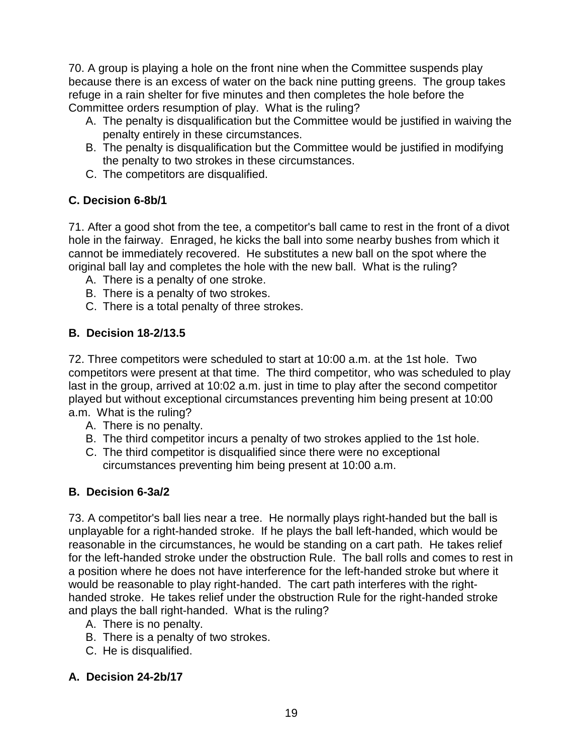70. A group is playing a hole on the front nine when the Committee suspends play because there is an excess of water on the back nine putting greens. The group takes refuge in a rain shelter for five minutes and then completes the hole before the Committee orders resumption of play. What is the ruling?

A. The penalty is disqualification but the Committee would be justified in waiving the penalty entirely in these circumstances.
B. The penalty is disqualification but the Committee would be justified in modifying the penalty to two strokes in these circumstances.
C. The competitors are disqualified.

**C. Decision 6-8b/1**

71. After a good shot from the tee, a competitor's ball came to rest in the front of a divot hole in the fairway. Enraged, he kicks the ball into some nearby bushes from which it cannot be immediately recovered. He substitutes a new ball on the spot where the original ball lay and completes the hole with the new ball. What is the ruling?

A. There is a penalty of one stroke.
B. There is a penalty of two strokes.
C. There is a total penalty of three strokes.

**B. Decision 18-2/13.5**

72. Three competitors were scheduled to start at 10:00 a.m. at the 1st hole. Two competitors were present at that time. The third competitor, who was scheduled to play last in the group, arrived at 10:02 a.m. just in time to play after the second competitor played but without exceptional circumstances preventing him being present at 10:00 a.m. What is the ruling?

A. There is no penalty.
B. The third competitor incurs a penalty of two strokes applied to the 1st hole.
C. The third competitor is disqualified since there were no exceptional circumstances preventing him being present at 10:00 a.m.

**B. Decision 6-3a/2**

73. A competitor's ball lies near a tree. He normally plays right-handed but the ball is unplayable for a right-handed stroke. If he plays the ball left-handed, which would be reasonable in the circumstances, he would be standing on a cart path. He takes relief for the left-handed stroke under the obstruction Rule. The ball rolls and comes to rest in a position where he does not have interference for the left-handed stroke but where it would be reasonable to play right-handed. The cart path interferes with the right-handed stroke. He takes relief under the obstruction Rule for the right-handed stroke and plays the ball right-handed. What is the ruling?

A. There is no penalty.
B. There is a penalty of two strokes.
C. He is disqualified.

**A. Decision 24-2b/17**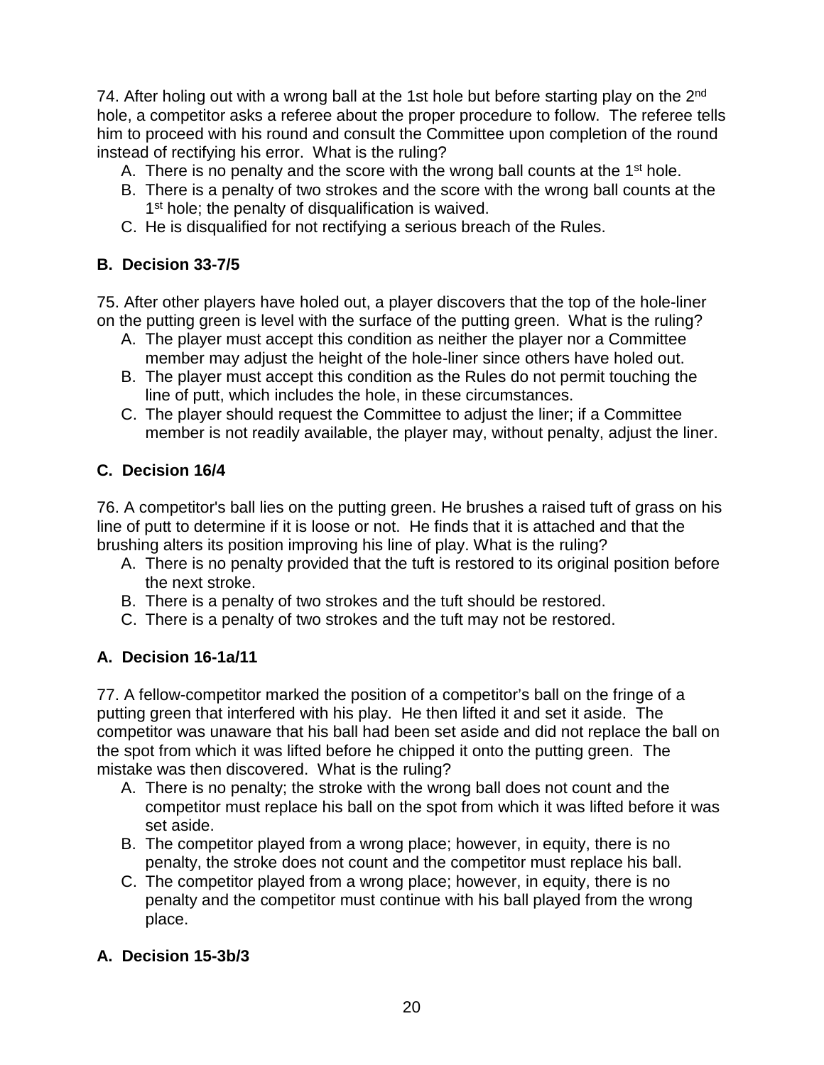74. After holing out with a wrong ball at the 1st hole but before starting play on the 2nd hole, a competitor asks a referee about the proper procedure to follow. The referee tells him to proceed with his round and consult the Committee upon completion of the round instead of rectifying his error. What is the ruling?

A. There is no penalty and the score with the wrong ball counts at the 1st hole.
B. There is a penalty of two strokes and the score with the wrong ball counts at the 1st hole; the penalty of disqualification is waived.
C. He is disqualified for not rectifying a serious breach of the Rules.

**B. Decision 33-7/5**

75. After other players have holed out, a player discovers that the top of the hole-liner on the putting green is level with the surface of the putting green. What is the ruling?

A. The player must accept this condition as neither the player nor a Committee member may adjust the height of the hole-liner since others have holed out.
B. The player must accept this condition as the Rules do not permit touching the line of putt, which includes the hole, in these circumstances.
C. The player should request the Committee to adjust the liner; if a Committee member is not readily available, the player may, without penalty, adjust the liner.

**C. Decision 16/4**

76. A competitor's ball lies on the putting green. He brushes a raised tuft of grass on his line of putt to determine if it is loose or not. He finds that it is attached and that the brushing alters its position improving his line of play. What is the ruling?

A. There is no penalty provided that the tuft is restored to its original position before the next stroke.
B. There is a penalty of two strokes and the tuft should be restored.
C. There is a penalty of two strokes and the tuft may not be restored.

**A. Decision 16-1a/11**

77. A fellow-competitor marked the position of a competitor's ball on the fringe of a putting green that interfered with his play. He then lifted it and set it aside. The competitor was unaware that his ball had been set aside and did not replace the ball on the spot from which it was lifted before he chipped it onto the putting green. The mistake was then discovered. What is the ruling?

A. There is no penalty; the stroke with the wrong ball does not count and the competitor must replace his ball on the spot from which it was lifted before it was set aside.
B. The competitor played from a wrong place; however, in equity, there is no penalty, the stroke does not count and the competitor must replace his ball.
C. The competitor played from a wrong place; however, in equity, there is no penalty and the competitor must continue with his ball played from the wrong place.

**A. Decision 15-3b/3**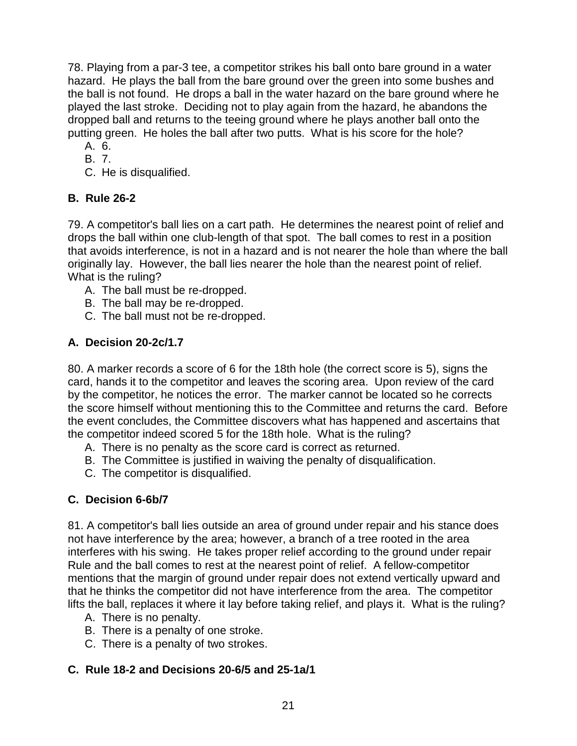78. Playing from a par-3 tee, a competitor strikes his ball onto bare ground in a water hazard. He plays the ball from the bare ground over the green into some bushes and the ball is not found. He drops a ball in the water hazard on the bare ground where he played the last stroke. Deciding not to play again from the hazard, he abandons the dropped ball and returns to the teeing ground where he plays another ball onto the putting green. He holes the ball after two putts. What is his score for the hole?

A. 6.
B. 7.
C. He is disqualified.

**B. Rule 26-2**

79. A competitor's ball lies on a cart path. He determines the nearest point of relief and drops the ball within one club-length of that spot. The ball comes to rest in a position that avoids interference, is not in a hazard and is not nearer the hole than where the ball originally lay. However, the ball lies nearer the hole than the nearest point of relief. What is the ruling?

A. The ball must be re-dropped.
B. The ball may be re-dropped.
C. The ball must not be re-dropped.

**A. Decision 20-2c/1.7**

80. A marker records a score of 6 for the 18th hole (the correct score is 5), signs the card, hands it to the competitor and leaves the scoring area. Upon review of the card by the competitor, he notices the error. The marker cannot be located so he corrects the score himself without mentioning this to the Committee and returns the card. Before the event concludes, the Committee discovers what has happened and ascertains that the competitor indeed scored 5 for the 18th hole. What is the ruling?

A. There is no penalty as the score card is correct as returned.
B. The Committee is justified in waiving the penalty of disqualification.
C. The competitor is disqualified.

**C. Decision 6-6b/7**

81. A competitor's ball lies outside an area of ground under repair and his stance does not have interference by the area; however, a branch of a tree rooted in the area interferes with his swing. He takes proper relief according to the ground under repair Rule and the ball comes to rest at the nearest point of relief. A fellow-competitor mentions that the margin of ground under repair does not extend vertically upward and that he thinks the competitor did not have interference from the area. The competitor lifts the ball, replaces it where it lay before taking relief, and plays it. What is the ruling?

A. There is no penalty.
B. There is a penalty of one stroke.
C. There is a penalty of two strokes.

**C. Rule 18-2 and Decisions 20-6/5 and 25-1a/1**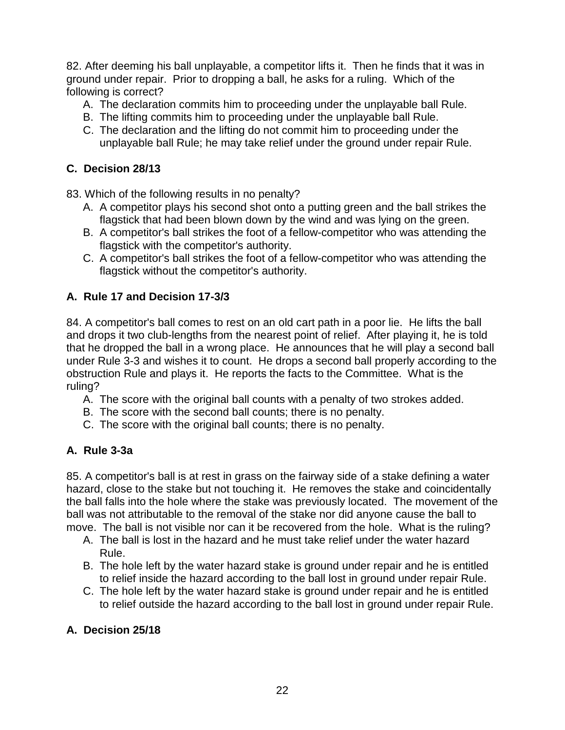82. After deeming his ball unplayable, a competitor lifts it. Then he finds that it was in ground under repair. Prior to dropping a ball, he asks for a ruling. Which of the following is correct?

A. The declaration commits him to proceeding under the unplayable ball Rule.
B. The lifting commits him to proceeding under the unplayable ball Rule.
C. The declaration and the lifting do not commit him to proceeding under the unplayable ball Rule; he may take relief under the ground under repair Rule.

**C. Decision 28/13**

83. Which of the following results in no penalty?

A. A competitor plays his second shot onto a putting green and the ball strikes the flagstick that had been blown down by the wind and was lying on the green.
B. A competitor's ball strikes the foot of a fellow-competitor who was attending the flagstick with the competitor's authority.
C. A competitor's ball strikes the foot of a fellow-competitor who was attending the flagstick without the competitor's authority.

**A. Rule 17 and Decision 17-3/3**

84. A competitor's ball comes to rest on an old cart path in a poor lie. He lifts the ball and drops it two club-lengths from the nearest point of relief. After playing it, he is told that he dropped the ball in a wrong place. He announces that he will play a second ball under Rule 3-3 and wishes it to count. He drops a second ball properly according to the obstruction Rule and plays it. He reports the facts to the Committee. What is the ruling?

A. The score with the original ball counts with a penalty of two strokes added.
B. The score with the second ball counts; there is no penalty.
C. The score with the original ball counts; there is no penalty.

**A. Rule 3-3a**

85. A competitor's ball is at rest in grass on the fairway side of a stake defining a water hazard, close to the stake but not touching it. He removes the stake and coincidentally the ball falls into the hole where the stake was previously located. The movement of the ball was not attributable to the removal of the stake nor did anyone cause the ball to move. The ball is not visible nor can it be recovered from the hole. What is the ruling?

A. The ball is lost in the hazard and he must take relief under the water hazard Rule.
B. The hole left by the water hazard stake is ground under repair and he is entitled to relief inside the hazard according to the ball lost in ground under repair Rule.
C. The hole left by the water hazard stake is ground under repair and he is entitled to relief outside the hazard according to the ball lost in ground under repair Rule.

**A. Decision 25/18**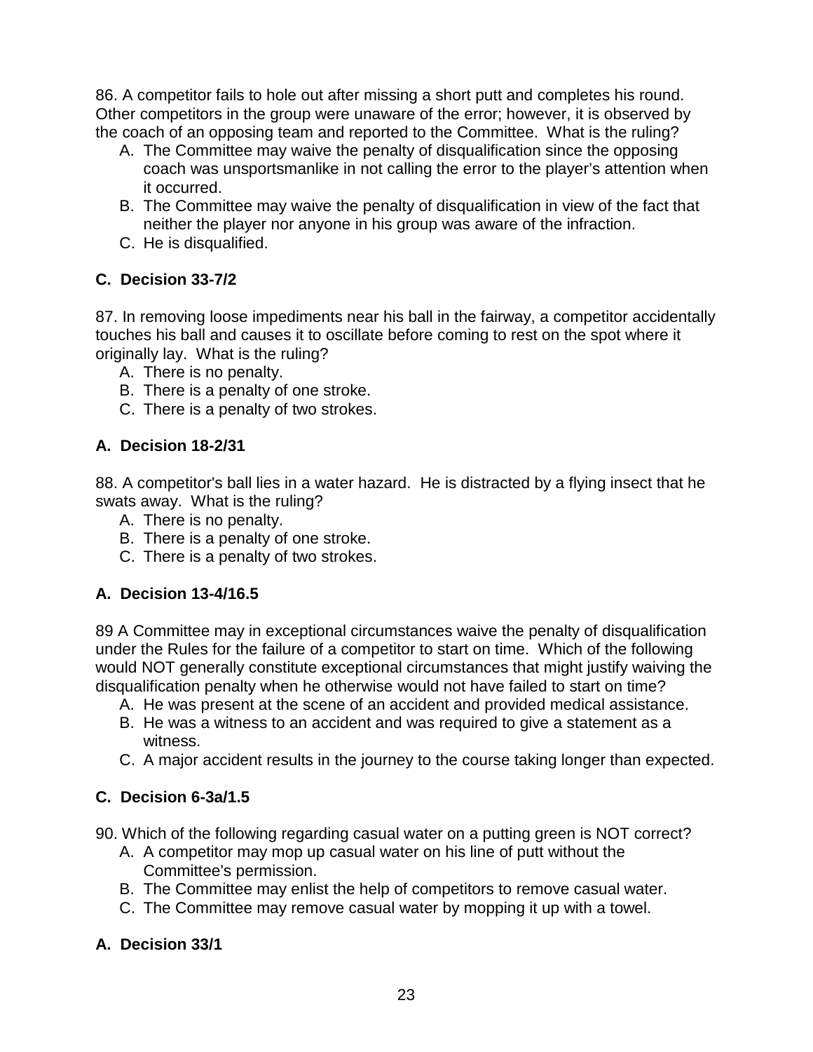86. A competitor fails to hole out after missing a short putt and completes his round. Other competitors in the group were unaware of the error; however, it is observed by the coach of an opposing team and reported to the Committee. What is the ruling?

A. The Committee may waive the penalty of disqualification since the opposing coach was unsportsmanlike in not calling the error to the player's attention when it occurred.
B. The Committee may waive the penalty of disqualification in view of the fact that neither the player nor anyone in his group was aware of the infraction.
C. He is disqualified.

**C. Decision 33-7/2**

87. In removing loose impediments near his ball in the fairway, a competitor accidentally touches his ball and causes it to oscillate before coming to rest on the spot where it originally lay. What is the ruling?

A. There is no penalty.
B. There is a penalty of one stroke.
C. There is a penalty of two strokes.

**A. Decision 18-2/31**

88. A competitor's ball lies in a water hazard. He is distracted by a flying insect that he swats away. What is the ruling?

A. There is no penalty.
B. There is a penalty of one stroke.
C. There is a penalty of two strokes.

**A. Decision 13-4/16.5**

89 A Committee may in exceptional circumstances waive the penalty of disqualification under the Rules for the failure of a competitor to start on time. Which of the following would NOT generally constitute exceptional circumstances that might justify waiving the disqualification penalty when he otherwise would not have failed to start on time?

A. He was present at the scene of an accident and provided medical assistance.
B. He was a witness to an accident and was required to give a statement as a witness.
C. A major accident results in the journey to the course taking longer than expected.

**C. Decision 6-3a/1.5**

90. Which of the following regarding casual water on a putting green is NOT correct?

A. A competitor may mop up casual water on his line of putt without the Committee's permission.
B. The Committee may enlist the help of competitors to remove casual water.
C. The Committee may remove casual water by mopping it up with a towel.

**A. Decision 33/1**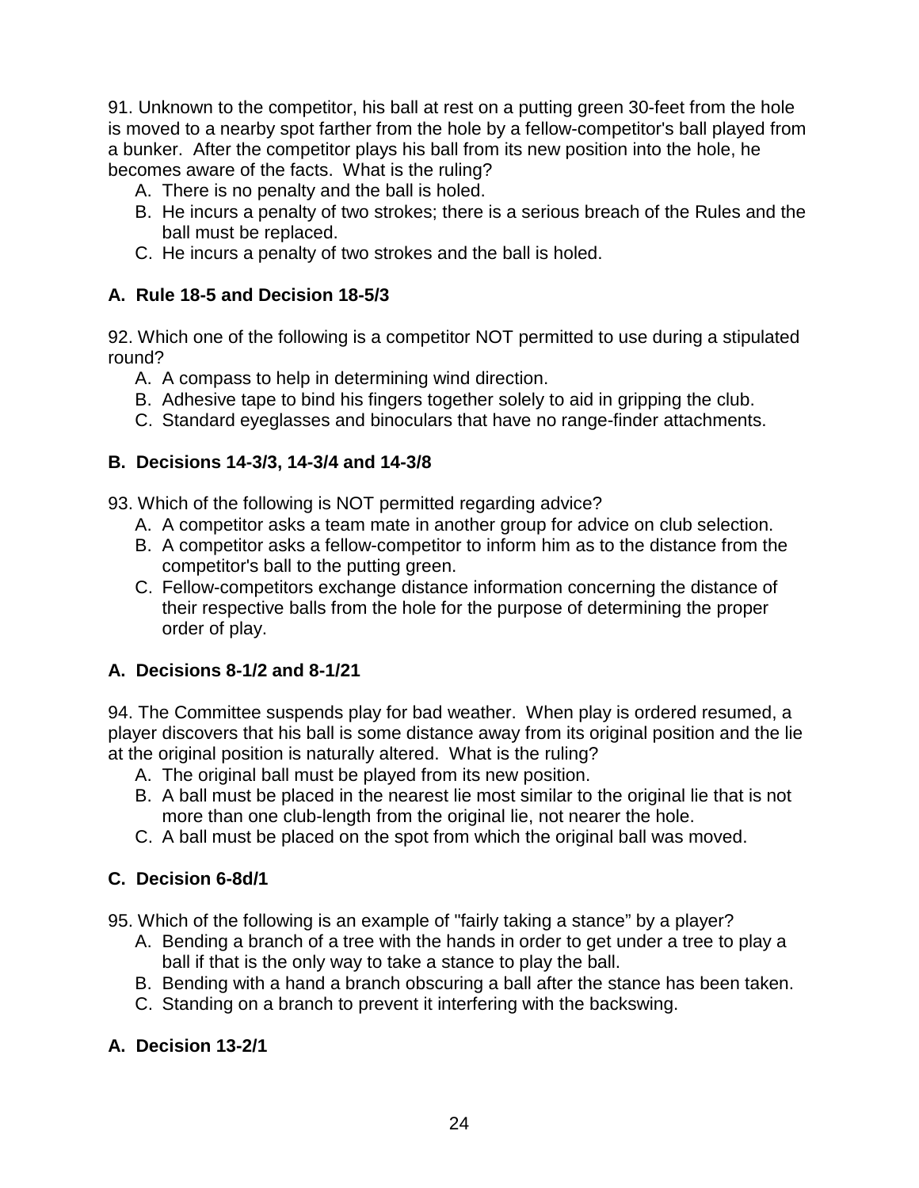91. Unknown to the competitor, his ball at rest on a putting green 30-feet from the hole is moved to a nearby spot farther from the hole by a fellow-competitor's ball played from a bunker. After the competitor plays his ball from its new position into the hole, he becomes aware of the facts. What is the ruling?

A. There is no penalty and the ball is holed.
B. He incurs a penalty of two strokes; there is a serious breach of the Rules and the ball must be replaced.
C. He incurs a penalty of two strokes and the ball is holed.

**A. Rule 18-5 and Decision 18-5/3**

92. Which one of the following is a competitor NOT permitted to use during a stipulated round?

A. A compass to help in determining wind direction.
B. Adhesive tape to bind his fingers together solely to aid in gripping the club.
C. Standard eyeglasses and binoculars that have no range-finder attachments.

**B. Decisions 14-3/3, 14-3/4 and 14-3/8**

93. Which of the following is NOT permitted regarding advice?

A. A competitor asks a team mate in another group for advice on club selection.
B. A competitor asks a fellow-competitor to inform him as to the distance from the competitor's ball to the putting green.
C. Fellow-competitors exchange distance information concerning the distance of their respective balls from the hole for the purpose of determining the proper order of play.

**A. Decisions 8-1/2 and 8-1/21**

94. The Committee suspends play for bad weather. When play is ordered resumed, a player discovers that his ball is some distance away from its original position and the lie at the original position is naturally altered. What is the ruling?

A. The original ball must be played from its new position.
B. A ball must be placed in the nearest lie most similar to the original lie that is not more than one club-length from the original lie, not nearer the hole.
C. A ball must be placed on the spot from which the original ball was moved.

**C. Decision 6-8d/1**

95. Which of the following is an example of "fairly taking a stance" by a player?

A. Bending a branch of a tree with the hands in order to get under a tree to play a ball if that is the only way to take a stance to play the ball.
B. Bending with a hand a branch obscuring a ball after the stance has been taken.
C. Standing on a branch to prevent it interfering with the backswing.

**A. Decision 13-2/1**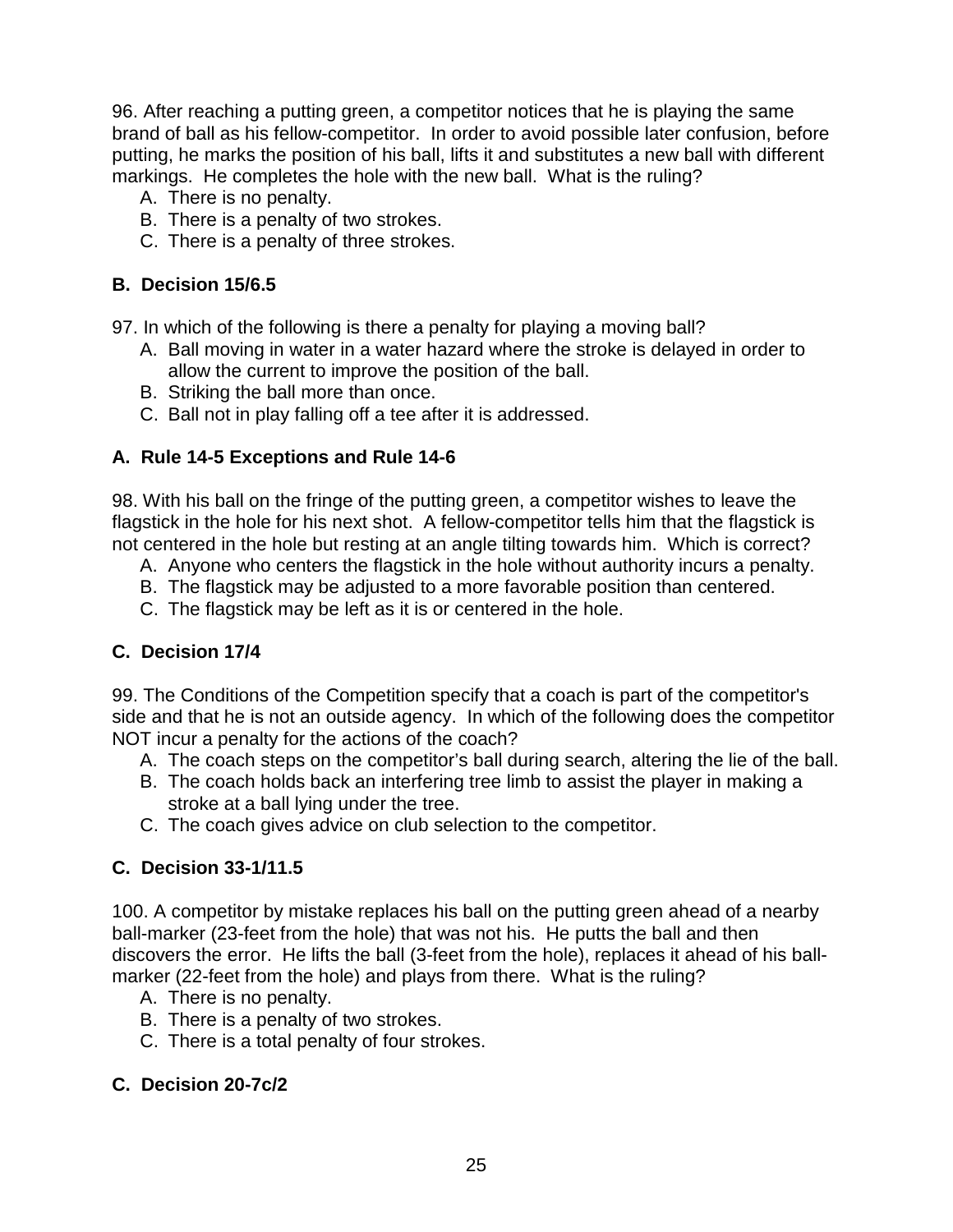96. After reaching a putting green, a competitor notices that he is playing the same brand of ball as his fellow-competitor. In order to avoid possible later confusion, before putting, he marks the position of his ball, lifts it and substitutes a new ball with different markings. He completes the hole with the new ball. What is the ruling?

A. There is no penalty.
B. There is a penalty of two strokes.
C. There is a penalty of three strokes.

**B. Decision 15/6.5**

97. In which of the following is there a penalty for playing a moving ball?

A. Ball moving in water in a water hazard where the stroke is delayed in order to allow the current to improve the position of the ball.
B. Striking the ball more than once.
C. Ball not in play falling off a tee after it is addressed.

**A. Rule 14-5 Exceptions and Rule 14-6**

98. With his ball on the fringe of the putting green, a competitor wishes to leave the flagstick in the hole for his next shot. A fellow-competitor tells him that the flagstick is not centered in the hole but resting at an angle tilting towards him. Which is correct?

A. Anyone who centers the flagstick in the hole without authority incurs a penalty.
B. The flagstick may be adjusted to a more favorable position than centered.
C. The flagstick may be left as it is or centered in the hole.

**C. Decision 17/4**

99. The Conditions of the Competition specify that a coach is part of the competitor's side and that he is not an outside agency. In which of the following does the competitor NOT incur a penalty for the actions of the coach?

A. The coach steps on the competitor's ball during search, altering the lie of the ball.
B. The coach holds back an interfering tree limb to assist the player in making a stroke at a ball lying under the tree.
C. The coach gives advice on club selection to the competitor.

**C. Decision 33-1/11.5**

100. A competitor by mistake replaces his ball on the putting green ahead of a nearby ball-marker (23-feet from the hole) that was not his. He putts the ball and then discovers the error. He lifts the ball (3-feet from the hole), replaces it ahead of his ball-marker (22-feet from the hole) and plays from there. What is the ruling?

A. There is no penalty.
B. There is a penalty of two strokes.
C. There is a total penalty of four strokes.

**C. Decision 20-7c/2**